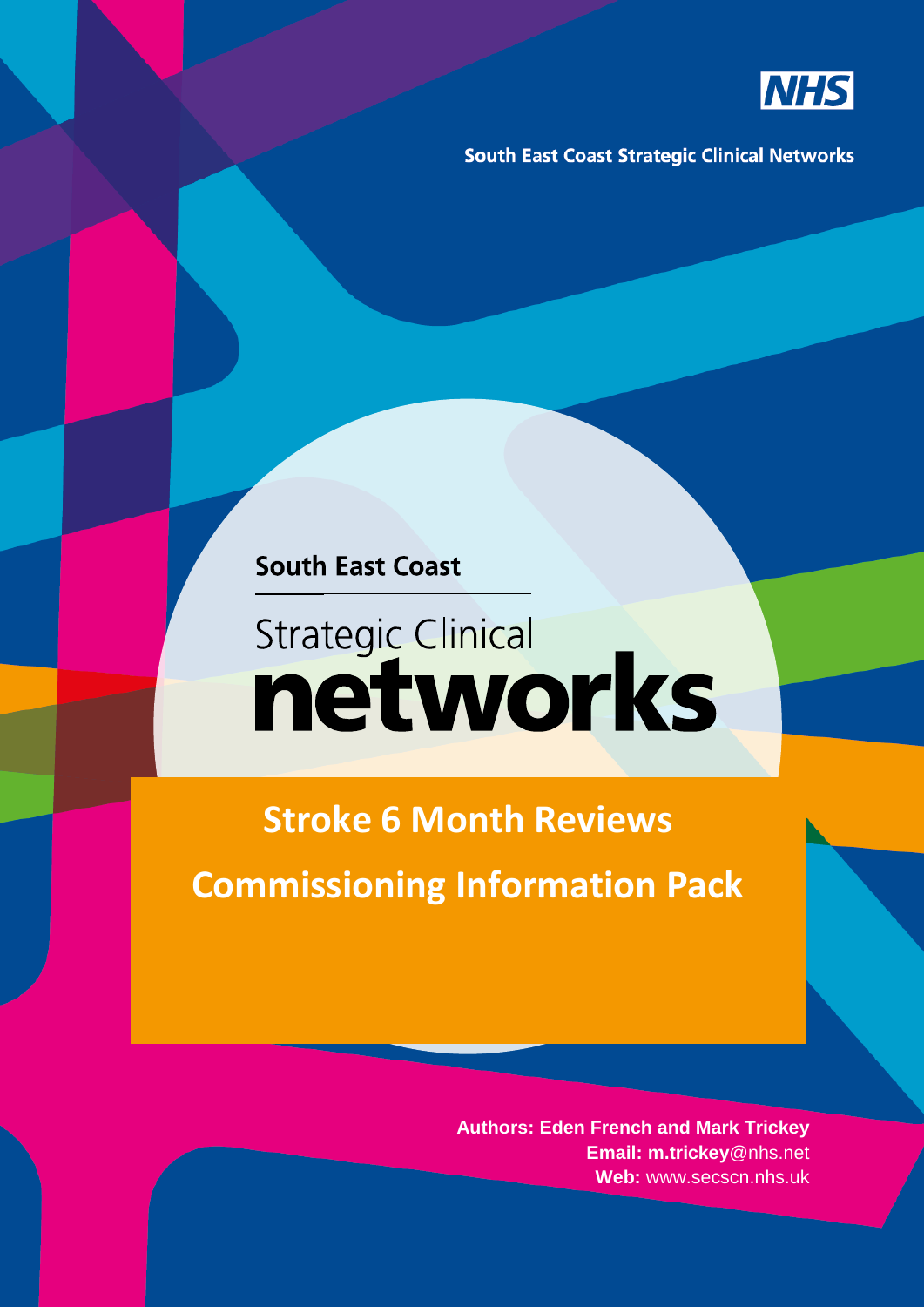NHS

South East Coast Strategic Clinical Networks

South East Coast

Strategic Clinical
networks

# Stroke 6 Month Reviews

# Commissioning Information Pack

**Authors: Eden French and Mark Trickey**
**Email: m.trickey**@nhs.net
**Web:** www.secscn.nhs.uk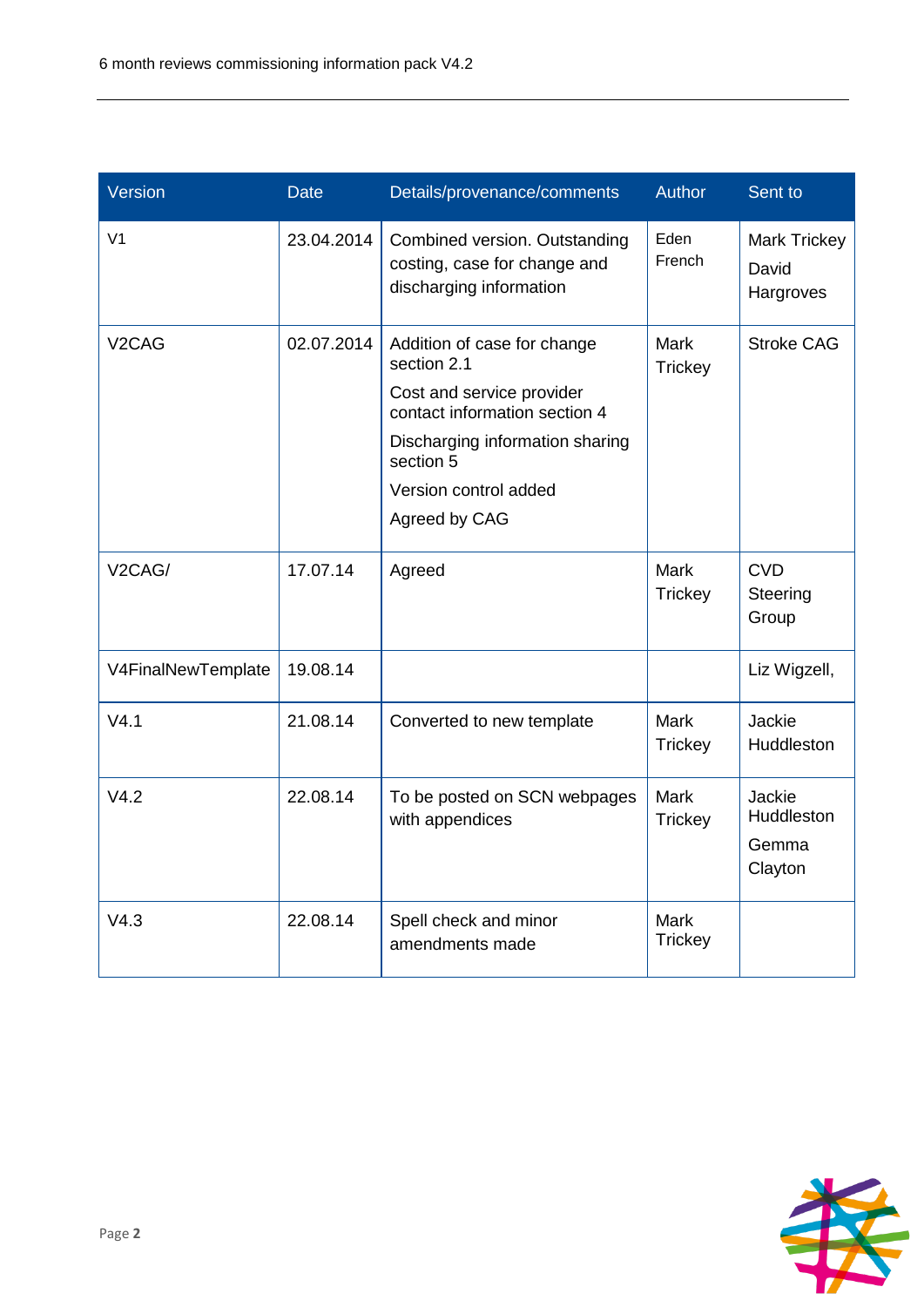| Version | Date | Details/provenance/comments | Author | Sent to |
|---|---|---|---|---|
| V1 | 23.04.2014 | Combined version. Outstanding costing, case for change and discharging information | Eden French | Mark Trickey<br>David Hargroves |
| V2CAG | 02.07.2014 | Addition of case for change section 2.1<br>Cost and service provider contact information section 4<br>Discharging information sharing section 5<br>Version control added<br>Agreed by CAG | Mark Trickey | Stroke CAG |
| V2CAG/ | 17.07.14 | Agreed | Mark Trickey | CVD Steering Group |
| V4FinalNewTemplate | 19.08.14 | | | Liz Wigzell, |
| V4.1 | 21.08.14 | Converted to new template | Mark Trickey | Jackie Huddleston |
| V4.2 | 22.08.14 | To be posted on SCN webpages with appendices | Mark Trickey | Jackie Huddleston<br>Gemma Clayton |
| V4.3 | 22.08.14 | Spell check and minor amendments made | Mark Trickey | |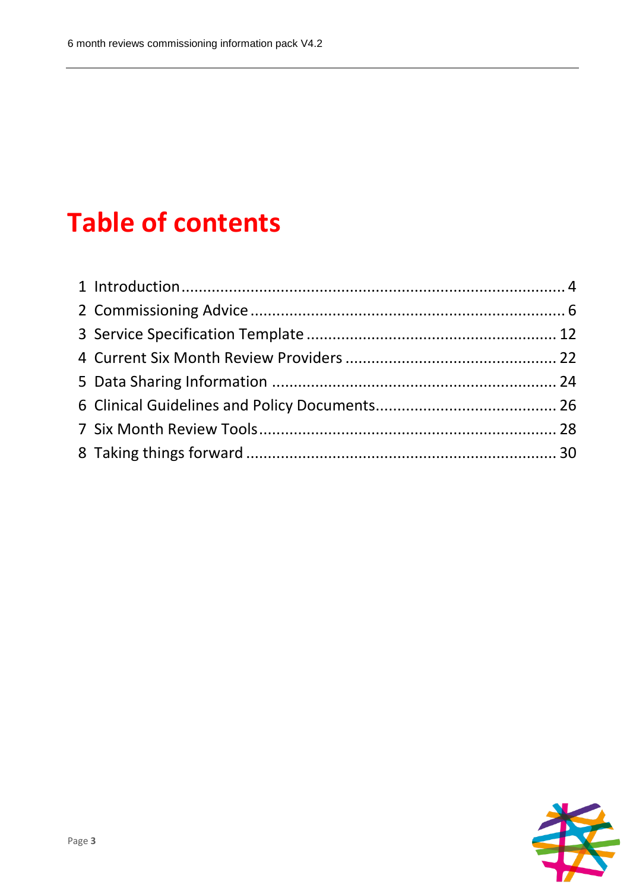# Table of contents

1 Introduction ........................................................................................ 4
2 Commissioning Advice ........................................................................ 6
3 Service Specification Template ......................................................... 12
4 Current Six Month Review Providers ................................................ 22
5 Data Sharing Information ................................................................. 24
6 Clinical Guidelines and Policy Documents ......................................... 26
7 Six Month Review Tools .................................................................... 28
8 Taking things forward ....................................................................... 30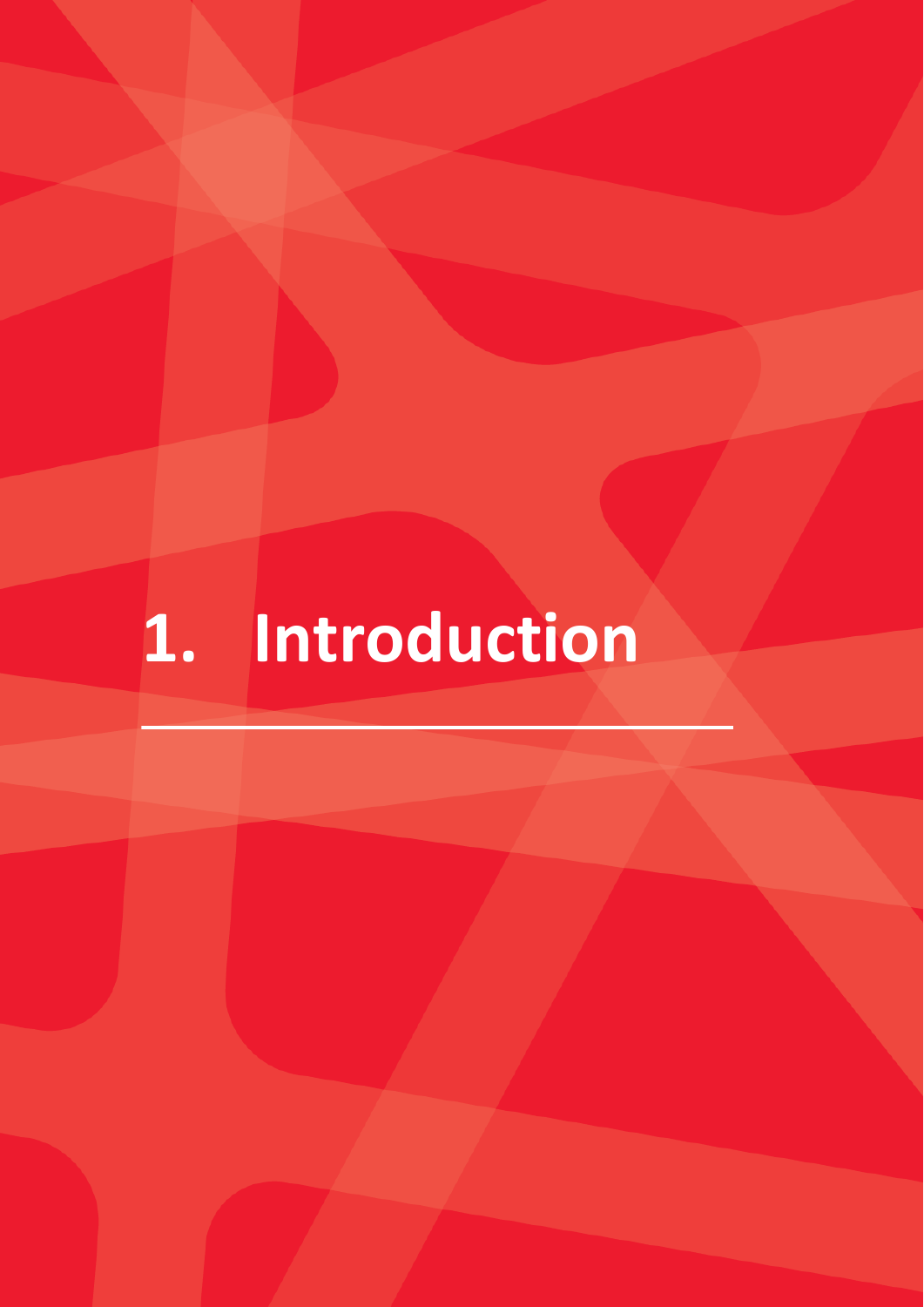# 1. Introduction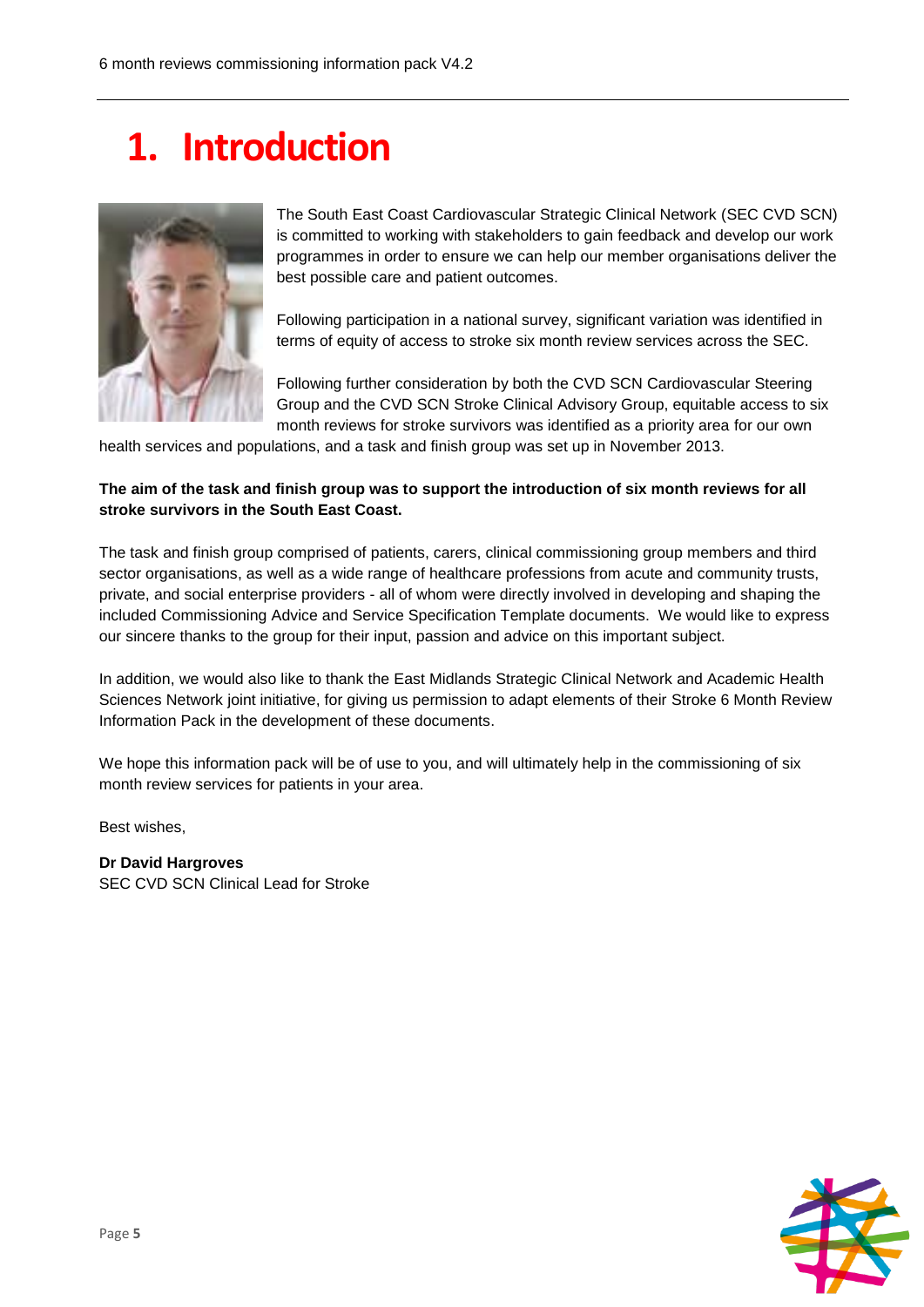# 1. Introduction

The South East Coast Cardiovascular Strategic Clinical Network (SEC CVD SCN) is committed to working with stakeholders to gain feedback and develop our work programmes in order to ensure we can help our member organisations deliver the best possible care and patient outcomes.

Following participation in a national survey, significant variation was identified in terms of equity of access to stroke six month review services across the SEC.

Following further consideration by both the CVD SCN Cardiovascular Steering Group and the CVD SCN Stroke Clinical Advisory Group, equitable access to six month reviews for stroke survivors was identified as a priority area for our own health services and populations, and a task and finish group was set up in November 2013.

**The aim of the task and finish group was to support the introduction of six month reviews for all stroke survivors in the South East Coast.**

The task and finish group comprised of patients, carers, clinical commissioning group members and third sector organisations, as well as a wide range of healthcare professions from acute and community trusts, private, and social enterprise providers - all of whom were directly involved in developing and shaping the included Commissioning Advice and Service Specification Template documents. We would like to express our sincere thanks to the group for their input, passion and advice on this important subject.

In addition, we would also like to thank the East Midlands Strategic Clinical Network and Academic Health Sciences Network joint initiative, for giving us permission to adapt elements of their Stroke 6 Month Review Information Pack in the development of these documents.

We hope this information pack will be of use to you, and will ultimately help in the commissioning of six month review services for patients in your area.

Best wishes,

**Dr David Hargroves**
SEC CVD SCN Clinical Lead for Stroke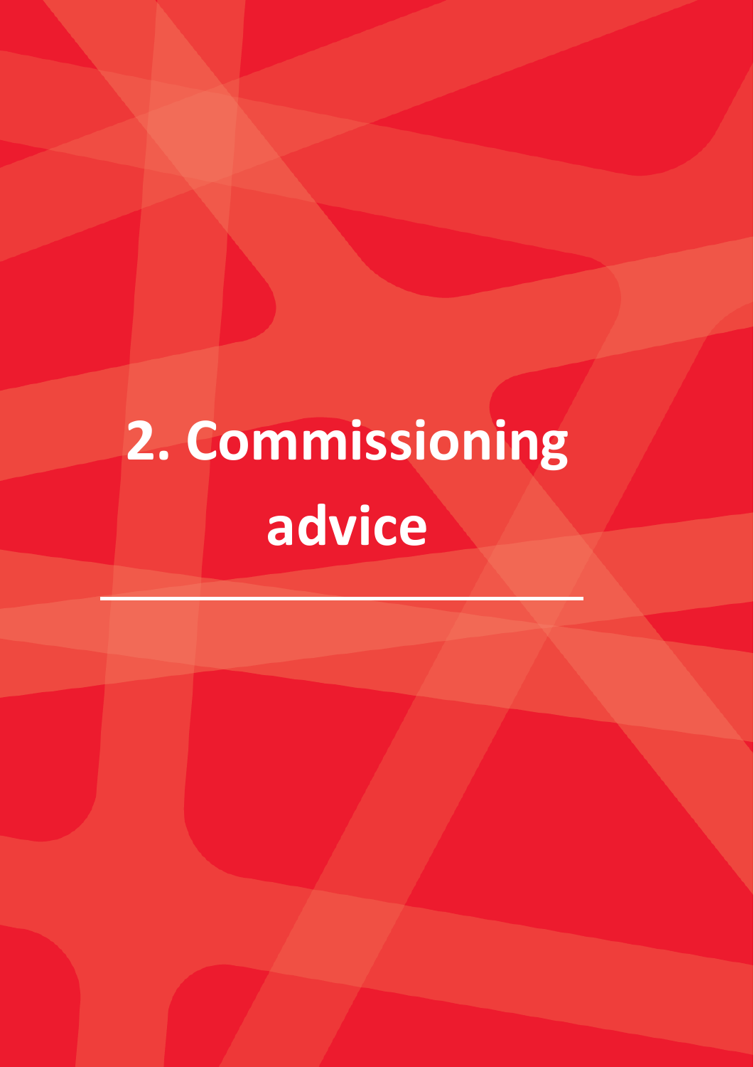# 2. Commissioning advice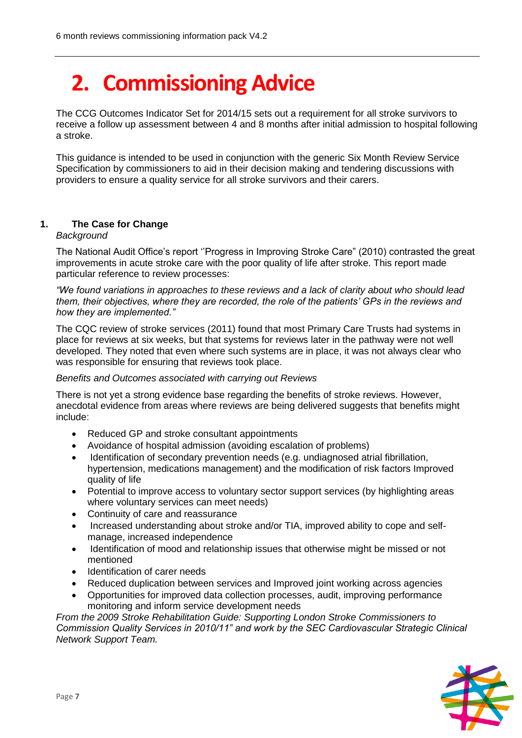# 2. Commissioning Advice

The CCG Outcomes Indicator Set for 2014/15 sets out a requirement for all stroke survivors to receive a follow up assessment between 4 and 8 months after initial admission to hospital following a stroke.

This guidance is intended to be used in conjunction with the generic Six Month Review Service Specification by commissioners to aid in their decision making and tendering discussions with providers to ensure a quality service for all stroke survivors and their carers.

## 1. The Case for Change

*Background*

The National Audit Office's report ''Progress in Improving Stroke Care" (2010) contrasted the great improvements in acute stroke care with the poor quality of life after stroke. This report made particular reference to review processes:

*"We found variations in approaches to these reviews and a lack of clarity about who should lead them, their objectives, where they are recorded, the role of the patients' GPs in the reviews and how they are implemented."*

The CQC review of stroke services (2011) found that most Primary Care Trusts had systems in place for reviews at six weeks, but that systems for reviews later in the pathway were not well developed. They noted that even where such systems are in place, it was not always clear who was responsible for ensuring that reviews took place.

*Benefits and Outcomes associated with carrying out Reviews*

There is not yet a strong evidence base regarding the benefits of stroke reviews. However, anecdotal evidence from areas where reviews are being delivered suggests that benefits might include:

- Reduced GP and stroke consultant appointments
- Avoidance of hospital admission (avoiding escalation of problems)
- Identification of secondary prevention needs (e.g. undiagnosed atrial fibrillation, hypertension, medications management) and the modification of risk factors Improved quality of life
- Potential to improve access to voluntary sector support services (by highlighting areas where voluntary services can meet needs)
- Continuity of care and reassurance
- Increased understanding about stroke and/or TIA, improved ability to cope and self-manage, increased independence
- Identification of mood and relationship issues that otherwise might be missed or not mentioned
- Identification of carer needs
- Reduced duplication between services and Improved joint working across agencies
- Opportunities for improved data collection processes, audit, improving performance monitoring and inform service development needs

*From the 2009 Stroke Rehabilitation Guide: Supporting London Stroke Commissioners to Commission Quality Services in 2010/11" and work by the SEC Cardiovascular Strategic Clinical Network Support Team.*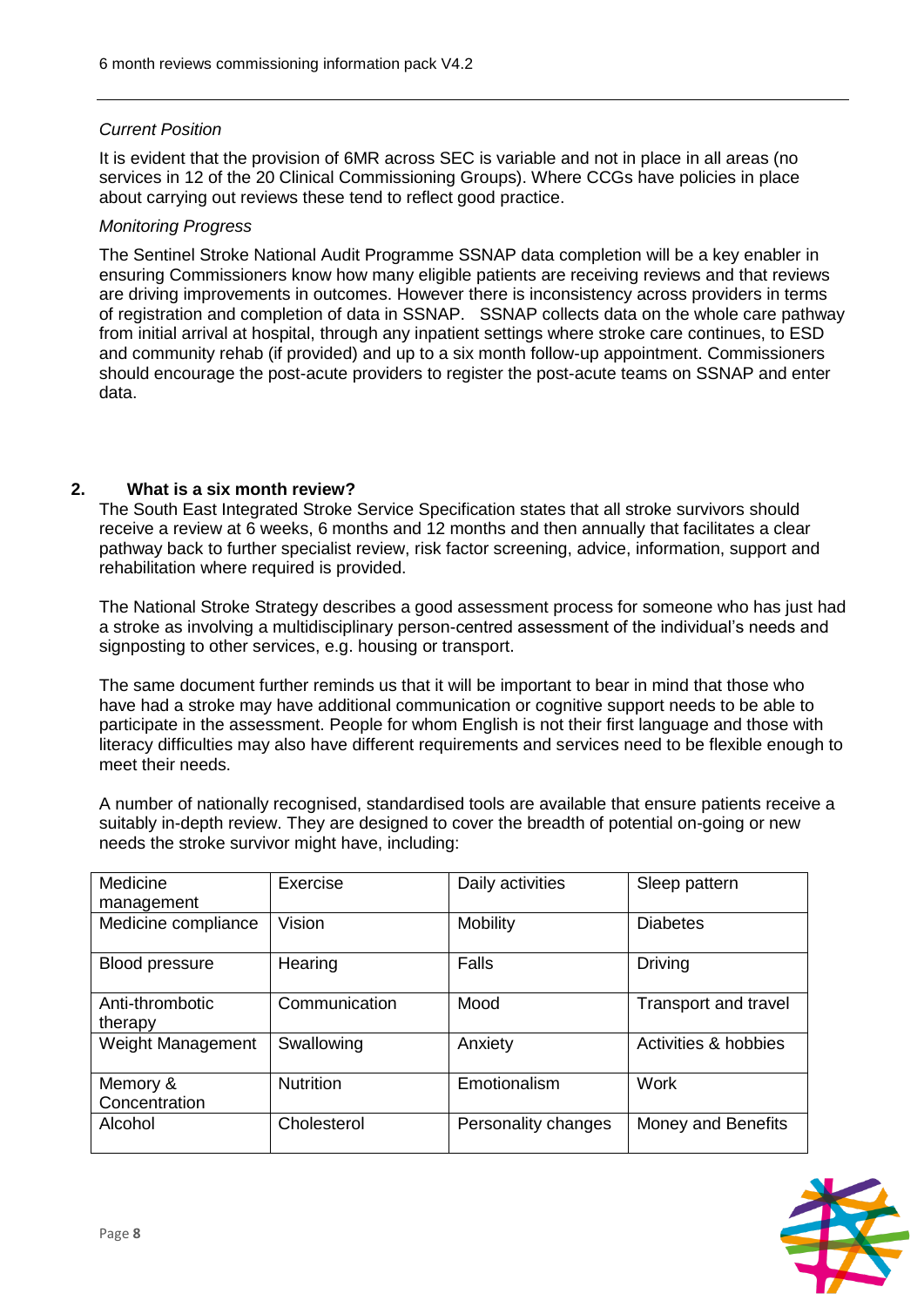*Current Position*

It is evident that the provision of 6MR across SEC is variable and not in place in all areas (no services in 12 of the 20 Clinical Commissioning Groups). Where CCGs have policies in place about carrying out reviews these tend to reflect good practice.

*Monitoring Progress*

The Sentinel Stroke National Audit Programme SSNAP data completion will be a key enabler in ensuring Commissioners know how many eligible patients are receiving reviews and that reviews are driving improvements in outcomes. However there is inconsistency across providers in terms of registration and completion of data in SSNAP. SSNAP collects data on the whole care pathway from initial arrival at hospital, through any inpatient settings where stroke care continues, to ESD and community rehab (if provided) and up to a six month follow-up appointment. Commissioners should encourage the post-acute providers to register the post-acute teams on SSNAP and enter data.

## 2. What is a six month review?

The South East Integrated Stroke Service Specification states that all stroke survivors should receive a review at 6 weeks, 6 months and 12 months and then annually that facilitates a clear pathway back to further specialist review, risk factor screening, advice, information, support and rehabilitation where required is provided.

The National Stroke Strategy describes a good assessment process for someone who has just had a stroke as involving a multidisciplinary person-centred assessment of the individual's needs and signposting to other services, e.g. housing or transport.

The same document further reminds us that it will be important to bear in mind that those who have had a stroke may have additional communication or cognitive support needs to be able to participate in the assessment. People for whom English is not their first language and those with literacy difficulties may also have different requirements and services need to be flexible enough to meet their needs.

A number of nationally recognised, standardised tools are available that ensure patients receive a suitably in-depth review. They are designed to cover the breadth of potential on-going or new needs the stroke survivor might have, including:

| | | | |
|---|---|---|---|
| Medicine management | Exercise | Daily activities | Sleep pattern |
| Medicine compliance | Vision | Mobility | Diabetes |
| Blood pressure | Hearing | Falls | Driving |
| Anti-thrombotic therapy | Communication | Mood | Transport and travel |
| Weight Management | Swallowing | Anxiety | Activities & hobbies |
| Memory & Concentration | Nutrition | Emotionalism | Work |
| Alcohol | Cholesterol | Personality changes | Money and Benefits |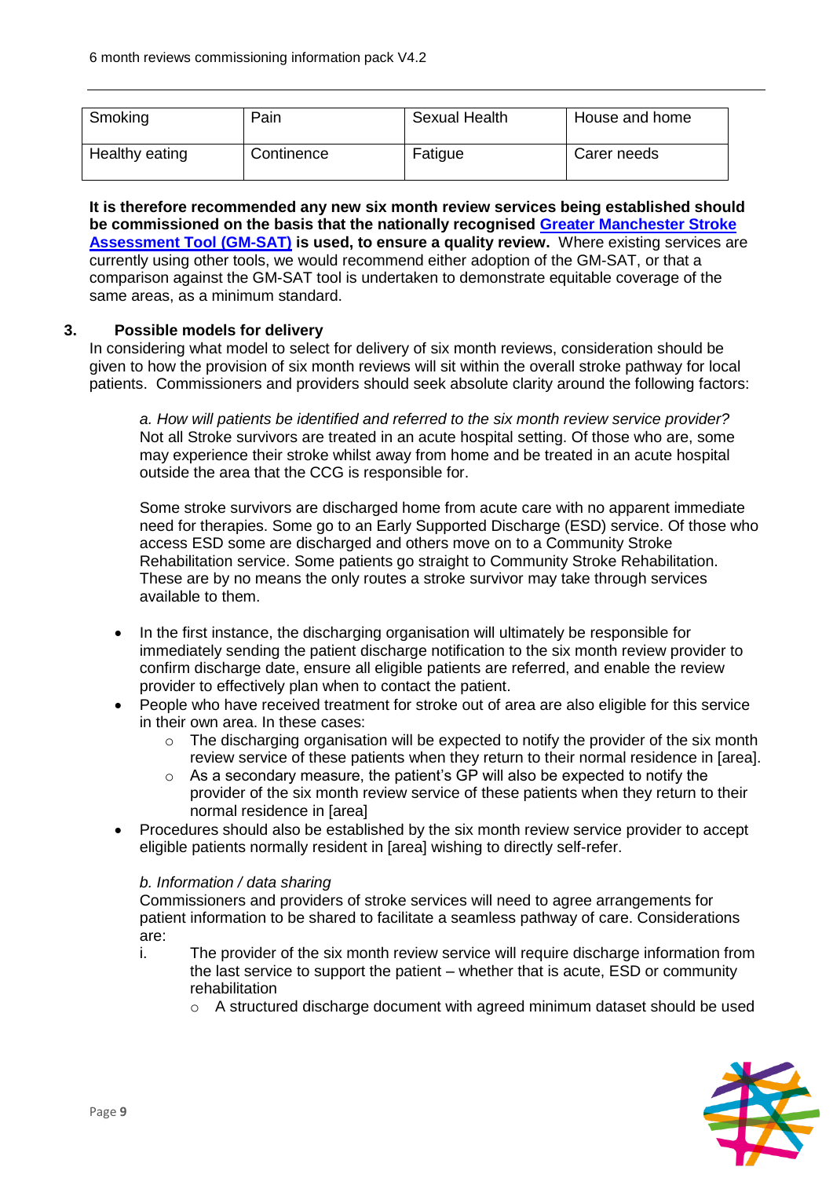| Smoking | Pain | Sexual Health | House and home |
| --- | --- | --- | --- |
| Healthy eating | Continence | Fatigue | Carer needs |

**It is therefore recommended any new six month review services being established should be commissioned on the basis that the nationally recognised Greater Manchester Stroke Assessment Tool (GM-SAT) is used, to ensure a quality review.** Where existing services are currently using other tools, we would recommend either adoption of the GM-SAT, or that a comparison against the GM-SAT tool is undertaken to demonstrate equitable coverage of the same areas, as a minimum standard.

## 3. Possible models for delivery

In considering what model to select for delivery of six month reviews, consideration should be given to how the provision of six month reviews will sit within the overall stroke pathway for local patients. Commissioners and providers should seek absolute clarity around the following factors:

*a. How will patients be identified and referred to the six month review service provider?*
Not all Stroke survivors are treated in an acute hospital setting. Of those who are, some may experience their stroke whilst away from home and be treated in an acute hospital outside the area that the CCG is responsible for.

Some stroke survivors are discharged home from acute care with no apparent immediate need for therapies. Some go to an Early Supported Discharge (ESD) service. Of those who access ESD some are discharged and others move on to a Community Stroke Rehabilitation service. Some patients go straight to Community Stroke Rehabilitation. These are by no means the only routes a stroke survivor may take through services available to them.

- In the first instance, the discharging organisation will ultimately be responsible for immediately sending the patient discharge notification to the six month review provider to confirm discharge date, ensure all eligible patients are referred, and enable the review provider to effectively plan when to contact the patient.
- People who have received treatment for stroke out of area are also eligible for this service in their own area. In these cases:
  - The discharging organisation will be expected to notify the provider of the six month review service of these patients when they return to their normal residence in [area].
  - As a secondary measure, the patient's GP will also be expected to notify the provider of the six month review service of these patients when they return to their normal residence in [area]
- Procedures should also be established by the six month review service provider to accept eligible patients normally resident in [area] wishing to directly self-refer.

*b. Information / data sharing*
Commissioners and providers of stroke services will need to agree arrangements for patient information to be shared to facilitate a seamless pathway of care. Considerations are:

i. The provider of the six month review service will require discharge information from the last service to support the patient – whether that is acute, ESD or community rehabilitation
   - A structured discharge document with agreed minimum dataset should be used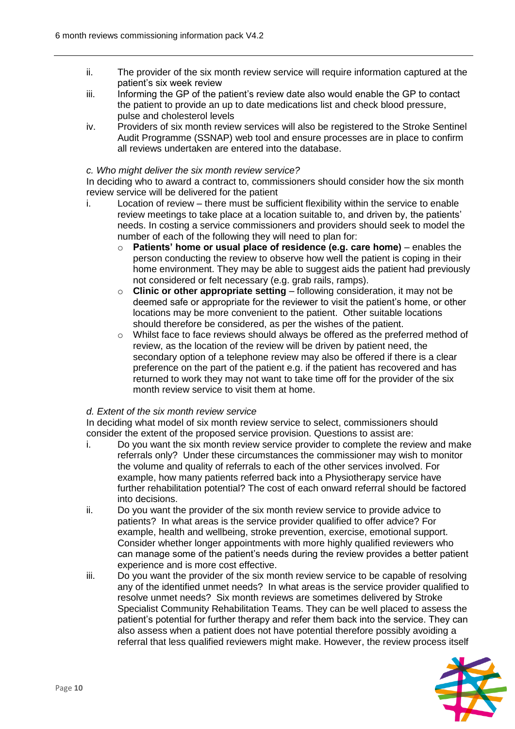ii. The provider of the six month review service will require information captured at the patient's six week review

iii. Informing the GP of the patient's review date also would enable the GP to contact the patient to provide an up to date medications list and check blood pressure, pulse and cholesterol levels

iv. Providers of six month review services will also be registered to the Stroke Sentinel Audit Programme (SSNAP) web tool and ensure processes are in place to confirm all reviews undertaken are entered into the database.

*c. Who might deliver the six month review service?*

In deciding who to award a contract to, commissioners should consider how the six month review service will be delivered for the patient

i. Location of review – there must be sufficient flexibility within the service to enable review meetings to take place at a location suitable to, and driven by, the patients' needs. In costing a service commissioners and providers should seek to model the number of each of the following they will need to plan for:
   - **Patients' home or usual place of residence (e.g. care home)** – enables the person conducting the review to observe how well the patient is coping in their home environment. They may be able to suggest aids the patient had previously not considered or felt necessary (e.g. grab rails, ramps).
   - **Clinic or other appropriate setting** – following consideration, it may not be deemed safe or appropriate for the reviewer to visit the patient's home, or other locations may be more convenient to the patient. Other suitable locations should therefore be considered, as per the wishes of the patient.
   - Whilst face to face reviews should always be offered as the preferred method of review, as the location of the review will be driven by patient need, the secondary option of a telephone review may also be offered if there is a clear preference on the part of the patient e.g. if the patient has recovered and has returned to work they may not want to take time off for the provider of the six month review service to visit them at home.

*d. Extent of the six month review service*

In deciding what model of six month review service to select, commissioners should consider the extent of the proposed service provision. Questions to assist are:

i. Do you want the six month review service provider to complete the review and make referrals only? Under these circumstances the commissioner may wish to monitor the volume and quality of referrals to each of the other services involved. For example, how many patients referred back into a Physiotherapy service have further rehabilitation potential? The cost of each onward referral should be factored into decisions.

ii. Do you want the provider of the six month review service to provide advice to patients? In what areas is the service provider qualified to offer advice? For example, health and wellbeing, stroke prevention, exercise, emotional support. Consider whether longer appointments with more highly qualified reviewers who can manage some of the patient's needs during the review provides a better patient experience and is more cost effective.

iii. Do you want the provider of the six month review service to be capable of resolving any of the identified unmet needs? In what areas is the service provider qualified to resolve unmet needs? Six month reviews are sometimes delivered by Stroke Specialist Community Rehabilitation Teams. They can be well placed to assess the patient's potential for further therapy and refer them back into the service. They can also assess when a patient does not have potential therefore possibly avoiding a referral that less qualified reviewers might make. However, the review process itself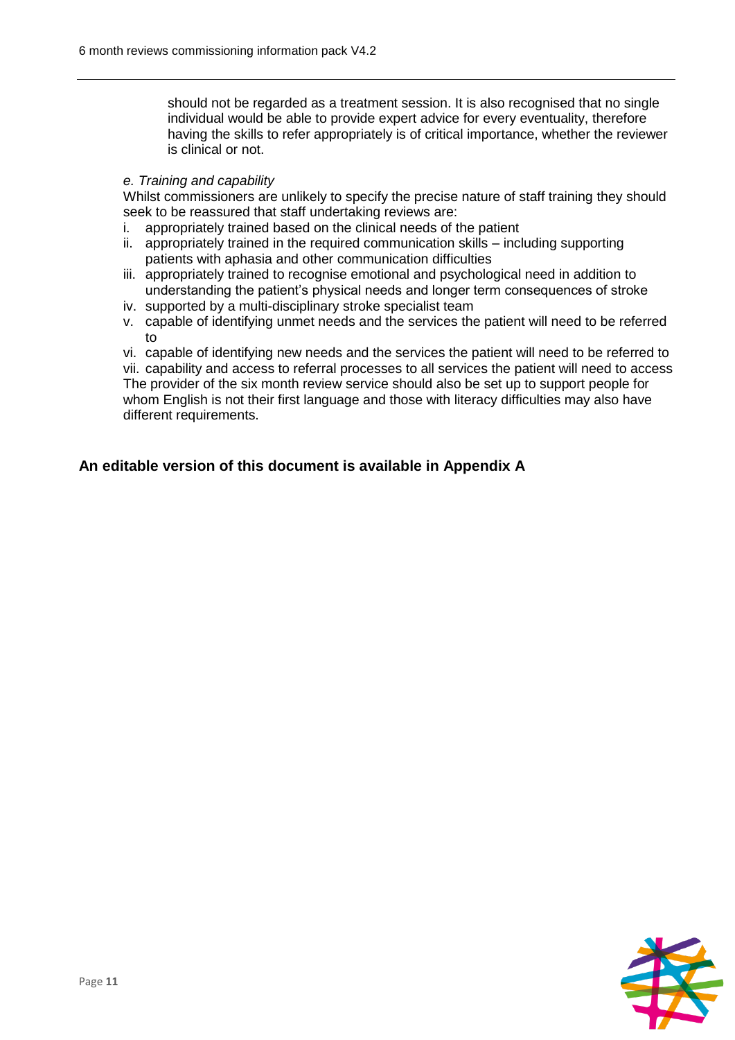should not be regarded as a treatment session. It is also recognised that no single individual would be able to provide expert advice for every eventuality, therefore having the skills to refer appropriately is of critical importance, whether the reviewer is clinical or not.

*e. Training and capability*

Whilst commissioners are unlikely to specify the precise nature of staff training they should seek to be reassured that staff undertaking reviews are:

i. appropriately trained based on the clinical needs of the patient
ii. appropriately trained in the required communication skills – including supporting patients with aphasia and other communication difficulties
iii. appropriately trained to recognise emotional and psychological need in addition to understanding the patient's physical needs and longer term consequences of stroke
iv. supported by a multi-disciplinary stroke specialist team
v. capable of identifying unmet needs and the services the patient will need to be referred to
vi. capable of identifying new needs and the services the patient will need to be referred to
vii. capability and access to referral processes to all services the patient will need to access

The provider of the six month review service should also be set up to support people for whom English is not their first language and those with literacy difficulties may also have different requirements.

**An editable version of this document is available in Appendix A**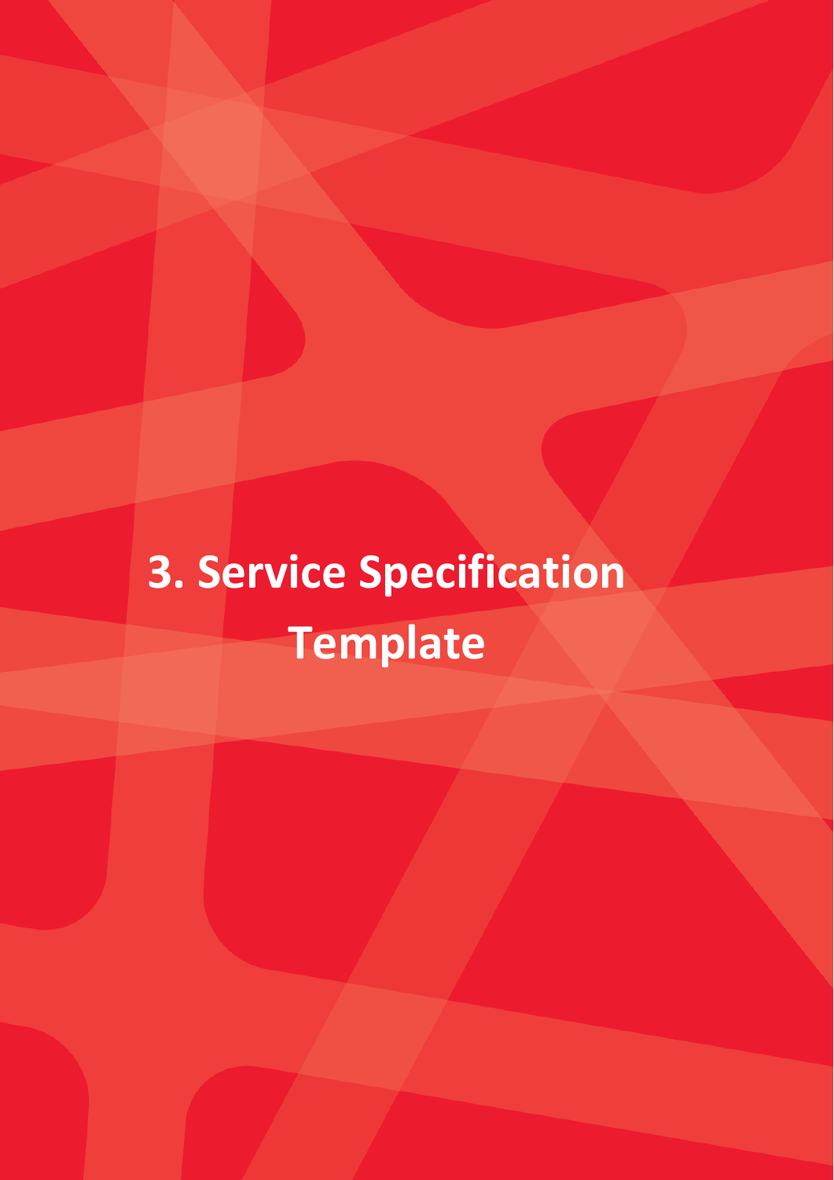# 3. Service Specification Template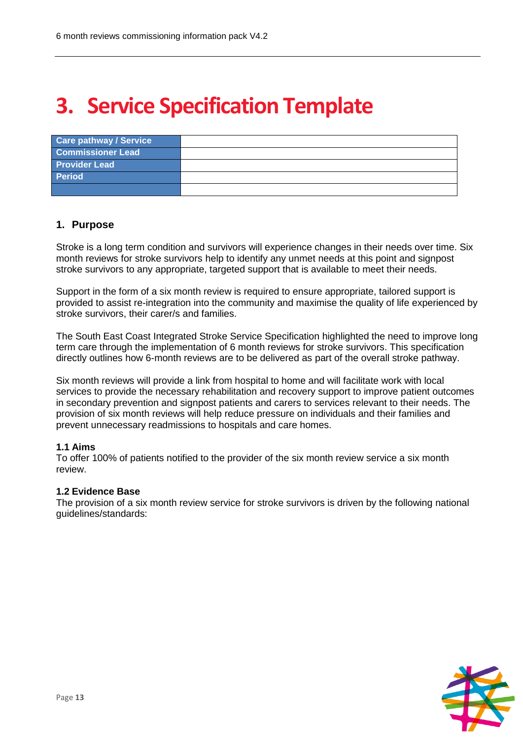# 3. Service Specification Template

| Care pathway / Service | |
| --- | --- |
| Commissioner Lead | |
| Provider Lead | |
| Period | |
| | |

## 1. Purpose

Stroke is a long term condition and survivors will experience changes in their needs over time. Six month reviews for stroke survivors help to identify any unmet needs at this point and signpost stroke survivors to any appropriate, targeted support that is available to meet their needs.

Support in the form of a six month review is required to ensure appropriate, tailored support is provided to assist re-integration into the community and maximise the quality of life experienced by stroke survivors, their carer/s and families.

The South East Coast Integrated Stroke Service Specification highlighted the need to improve long term care through the implementation of 6 month reviews for stroke survivors. This specification directly outlines how 6-month reviews are to be delivered as part of the overall stroke pathway.

Six month reviews will provide a link from hospital to home and will facilitate work with local services to provide the necessary rehabilitation and recovery support to improve patient outcomes in secondary prevention and signpost patients and carers to services relevant to their needs. The provision of six month reviews will help reduce pressure on individuals and their families and prevent unnecessary readmissions to hospitals and care homes.

### 1.1 Aims

To offer 100% of patients notified to the provider of the six month review service a six month review.

### 1.2 Evidence Base

The provision of a six month review service for stroke survivors is driven by the following national guidelines/standards: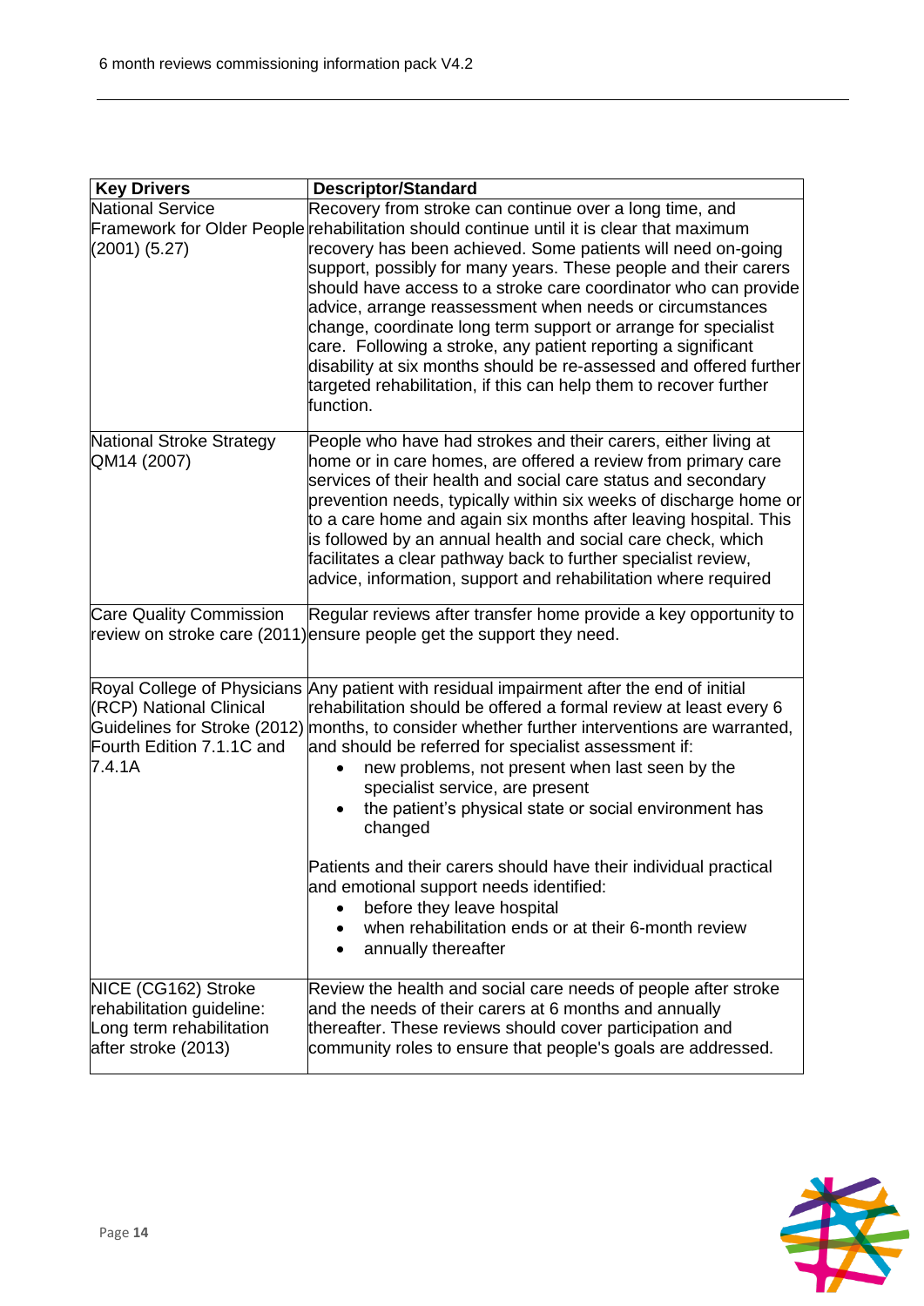| Key Drivers | Descriptor/Standard |
|---|---|
| National Service Framework for Older People (2001) (5.27) | Recovery from stroke can continue over a long time, and rehabilitation should continue until it is clear that maximum recovery has been achieved. Some patients will need on-going support, possibly for many years. These people and their carers should have access to a stroke care coordinator who can provide advice, arrange reassessment when needs or circumstances change, coordinate long term support or arrange for specialist care. Following a stroke, any patient reporting a significant disability at six months should be re-assessed and offered further targeted rehabilitation, if this can help them to recover further function. |
| National Stroke Strategy QM14 (2007) | People who have had strokes and their carers, either living at home or in care homes, are offered a review from primary care services of their health and social care status and secondary prevention needs, typically within six weeks of discharge home or to a care home and again six months after leaving hospital. This is followed by an annual health and social care check, which facilitates a clear pathway back to further specialist review, advice, information, support and rehabilitation where required |
| Care Quality Commission review on stroke care (2011) | Regular reviews after transfer home provide a key opportunity to ensure people get the support they need. |
| Royal College of Physicians (RCP) National Clinical Guidelines for Stroke (2012) Fourth Edition 7.1.1C and 7.4.1A | Any patient with residual impairment after the end of initial rehabilitation should be offered a formal review at least every 6 months, to consider whether further interventions are warranted, and should be referred for specialist assessment if:<br>• new problems, not present when last seen by the specialist service, are present<br>• the patient's physical state or social environment has changed<br><br>Patients and their carers should have their individual practical and emotional support needs identified:<br>• before they leave hospital<br>• when rehabilitation ends or at their 6-month review<br>• annually thereafter |
| NICE (CG162) Stroke rehabilitation guideline: Long term rehabilitation after stroke (2013) | Review the health and social care needs of people after stroke and the needs of their carers at 6 months and annually thereafter. These reviews should cover participation and community roles to ensure that people's goals are addressed. |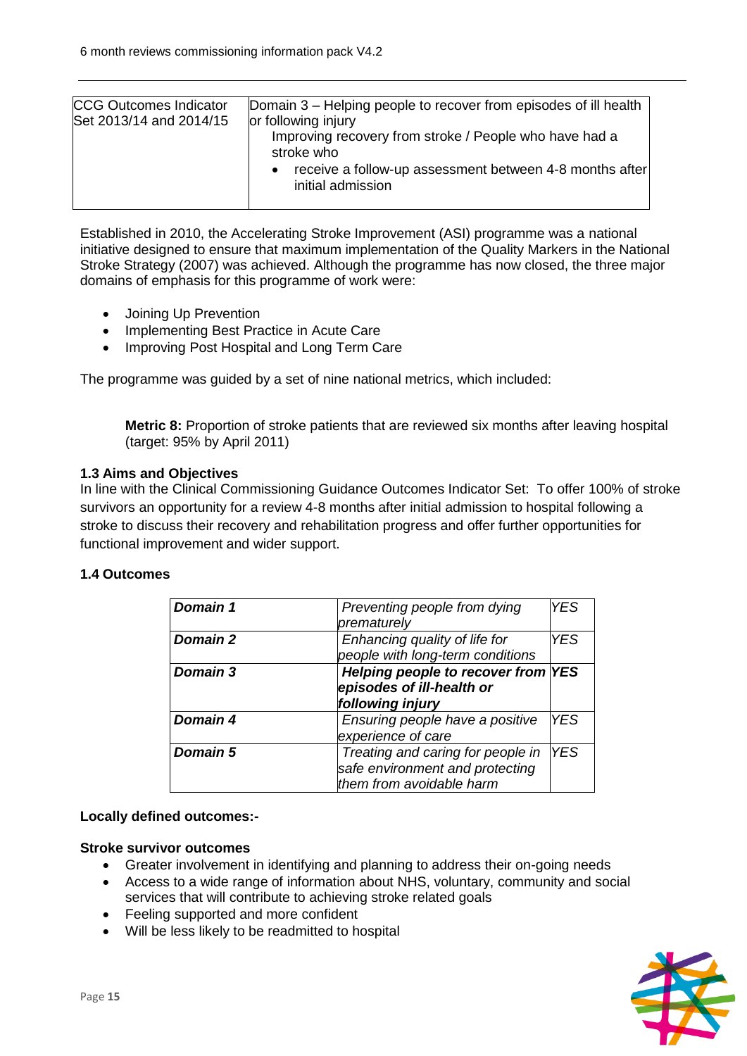| CCG Outcomes Indicator Set 2013/14 and 2014/15 | Domain 3 – Helping people to recover from episodes of ill health or following injury<br>Improving recovery from stroke / People who have had a stroke who<br>• receive a follow-up assessment between 4-8 months after initial admission |
|---|---|

Established in 2010, the Accelerating Stroke Improvement (ASI) programme was a national initiative designed to ensure that maximum implementation of the Quality Markers in the National Stroke Strategy (2007) was achieved. Although the programme has now closed, the three major domains of emphasis for this programme of work were:

- Joining Up Prevention
- Implementing Best Practice in Acute Care
- Improving Post Hospital and Long Term Care

The programme was guided by a set of nine national metrics, which included:

> **Metric 8:** Proportion of stroke patients that are reviewed six months after leaving hospital (target: 95% by April 2011)

### 1.3 Aims and Objectives

In line with the Clinical Commissioning Guidance Outcomes Indicator Set: To offer 100% of stroke survivors an opportunity for a review 4-8 months after initial admission to hospital following a stroke to discuss their recovery and rehabilitation progress and offer further opportunities for functional improvement and wider support.

### 1.4 Outcomes

| ***Domain 1*** | *Preventing people from dying prematurely* | *YES* |
|---|---|---|
| ***Domain 2*** | *Enhancing quality of life for people with long-term conditions* | *YES* |
| ***Domain 3*** | ***Helping people to recover from episodes of ill-health or following injury*** | ***YES*** |
| ***Domain 4*** | *Ensuring people have a positive experience of care* | *YES* |
| ***Domain 5*** | *Treating and caring for people in safe environment and protecting them from avoidable harm* | *YES* |

**Locally defined outcomes:-**

**Stroke survivor outcomes**

- Greater involvement in identifying and planning to address their on-going needs
- Access to a wide range of information about NHS, voluntary, community and social services that will contribute to achieving stroke related goals
- Feeling supported and more confident
- Will be less likely to be readmitted to hospital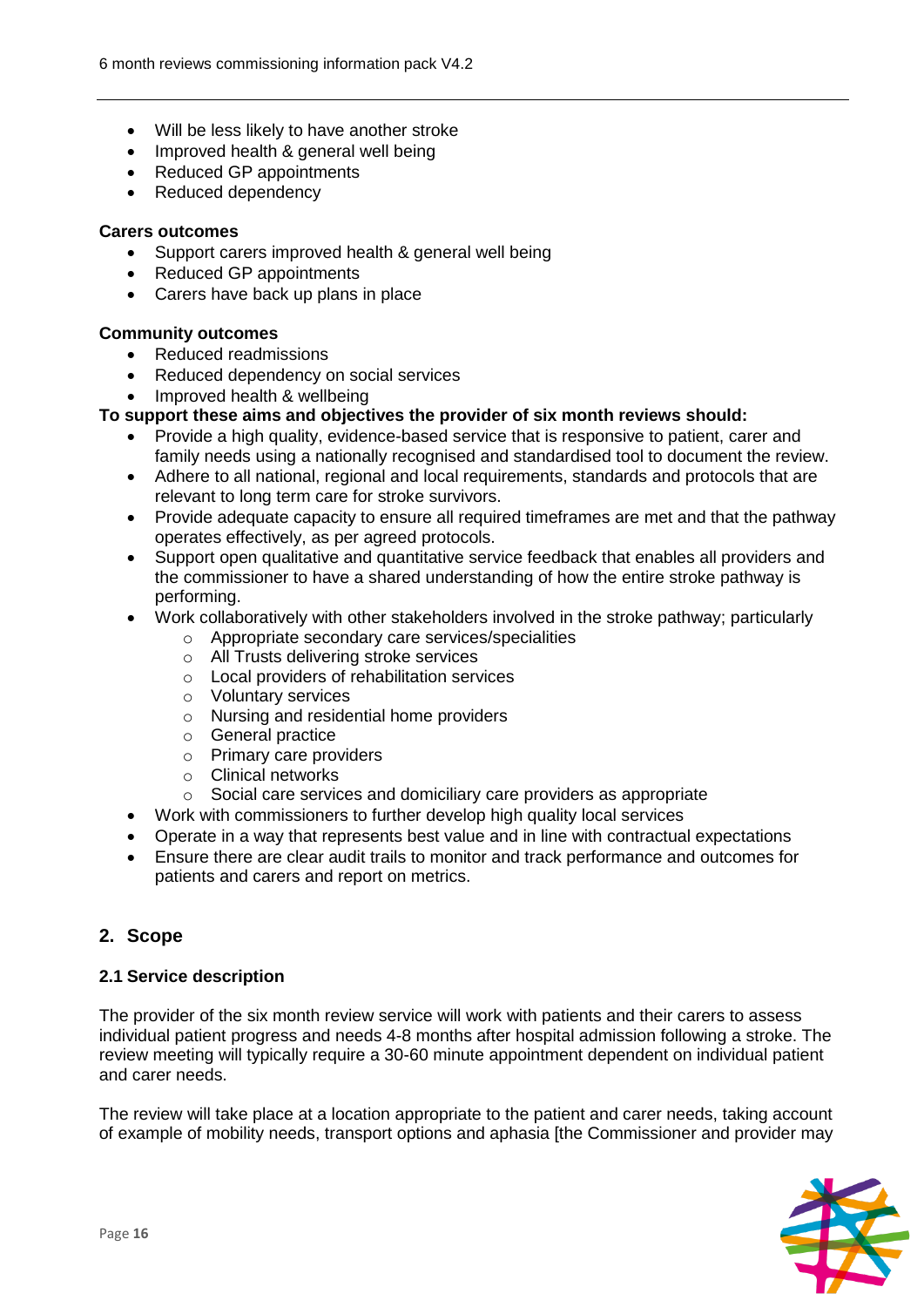- Will be less likely to have another stroke
- Improved health & general well being
- Reduced GP appointments
- Reduced dependency

**Carers outcomes**

- Support carers improved health & general well being
- Reduced GP appointments
- Carers have back up plans in place

**Community outcomes**

- Reduced readmissions
- Reduced dependency on social services
- Improved health & wellbeing

**To support these aims and objectives the provider of six month reviews should:**

- Provide a high quality, evidence-based service that is responsive to patient, carer and family needs using a nationally recognised and standardised tool to document the review.
- Adhere to all national, regional and local requirements, standards and protocols that are relevant to long term care for stroke survivors.
- Provide adequate capacity to ensure all required timeframes are met and that the pathway operates effectively, as per agreed protocols.
- Support open qualitative and quantitative service feedback that enables all providers and the commissioner to have a shared understanding of how the entire stroke pathway is performing.
- Work collaboratively with other stakeholders involved in the stroke pathway; particularly
    - Appropriate secondary care services/specialities
    - All Trusts delivering stroke services
    - Local providers of rehabilitation services
    - Voluntary services
    - Nursing and residential home providers
    - General practice
    - Primary care providers
    - Clinical networks
    - Social care services and domiciliary care providers as appropriate
- Work with commissioners to further develop high quality local services
- Operate in a way that represents best value and in line with contractual expectations
- Ensure there are clear audit trails to monitor and track performance and outcomes for patients and carers and report on metrics.

## 2. Scope

### 2.1 Service description

The provider of the six month review service will work with patients and their carers to assess individual patient progress and needs 4-8 months after hospital admission following a stroke. The review meeting will typically require a 30-60 minute appointment dependent on individual patient and carer needs.

The review will take place at a location appropriate to the patient and carer needs, taking account of example of mobility needs, transport options and aphasia [the Commissioner and provider may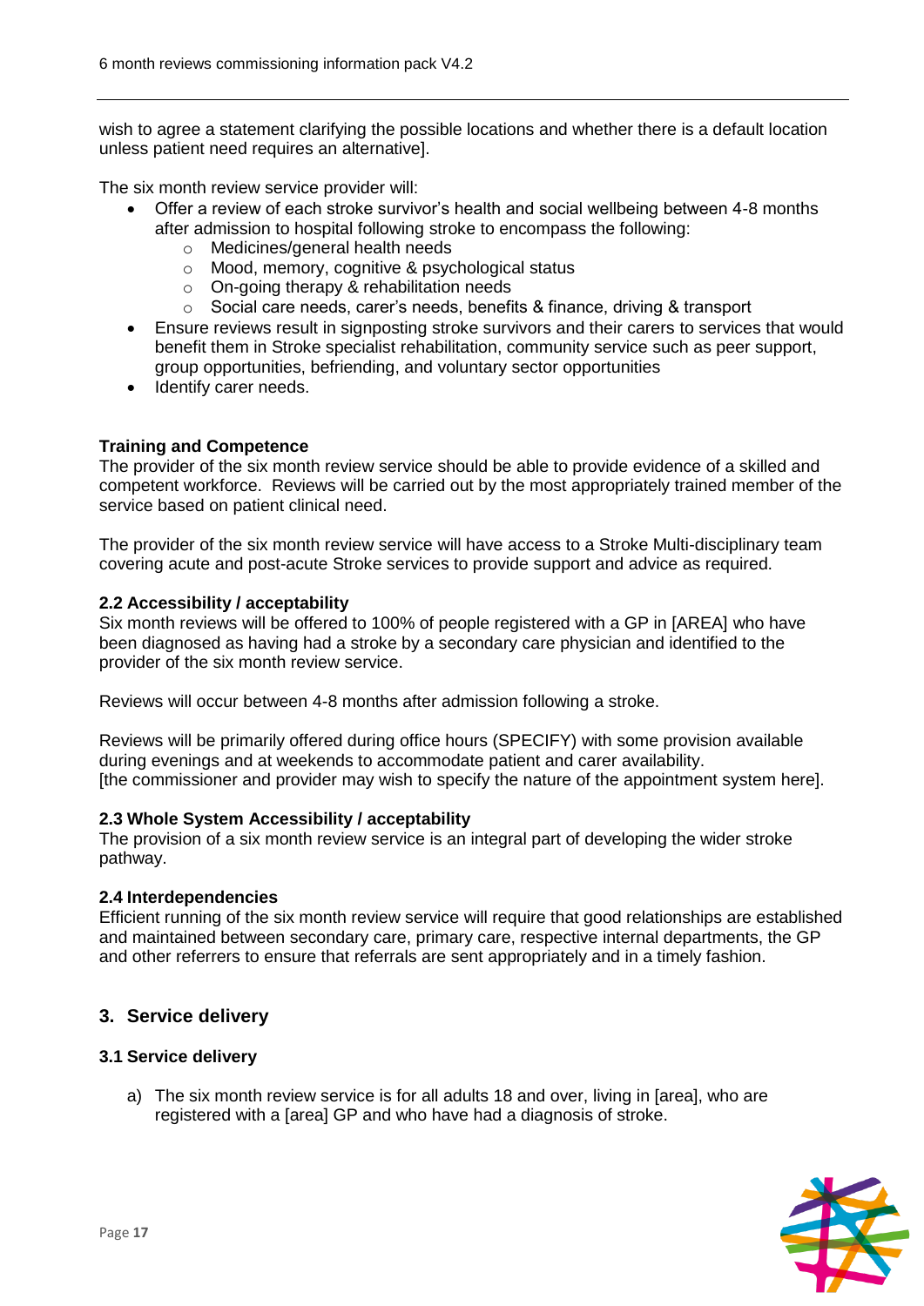wish to agree a statement clarifying the possible locations and whether there is a default location unless patient need requires an alternative].

The six month review service provider will:

- Offer a review of each stroke survivor's health and social wellbeing between 4-8 months after admission to hospital following stroke to encompass the following:
  - Medicines/general health needs
  - Mood, memory, cognitive & psychological status
  - On-going therapy & rehabilitation needs
  - Social care needs, carer's needs, benefits & finance, driving & transport
- Ensure reviews result in signposting stroke survivors and their carers to services that would benefit them in Stroke specialist rehabilitation, community service such as peer support, group opportunities, befriending, and voluntary sector opportunities
- Identify carer needs.

**Training and Competence**

The provider of the six month review service should be able to provide evidence of a skilled and competent workforce. Reviews will be carried out by the most appropriately trained member of the service based on patient clinical need.

The provider of the six month review service will have access to a Stroke Multi-disciplinary team covering acute and post-acute Stroke services to provide support and advice as required.

### 2.2 Accessibility / acceptability

Six month reviews will be offered to 100% of people registered with a GP in [AREA] who have been diagnosed as having had a stroke by a secondary care physician and identified to the provider of the six month review service.

Reviews will occur between 4-8 months after admission following a stroke.

Reviews will be primarily offered during office hours (SPECIFY) with some provision available during evenings and at weekends to accommodate patient and carer availability.
[the commissioner and provider may wish to specify the nature of the appointment system here].

### 2.3 Whole System Accessibility / acceptability

The provision of a six month review service is an integral part of developing the wider stroke pathway.

### 2.4 Interdependencies

Efficient running of the six month review service will require that good relationships are established and maintained between secondary care, primary care, respective internal departments, the GP and other referrers to ensure that referrals are sent appropriately and in a timely fashion.

## 3. Service delivery

### 3.1 Service delivery

a) The six month review service is for all adults 18 and over, living in [area], who are registered with a [area] GP and who have had a diagnosis of stroke.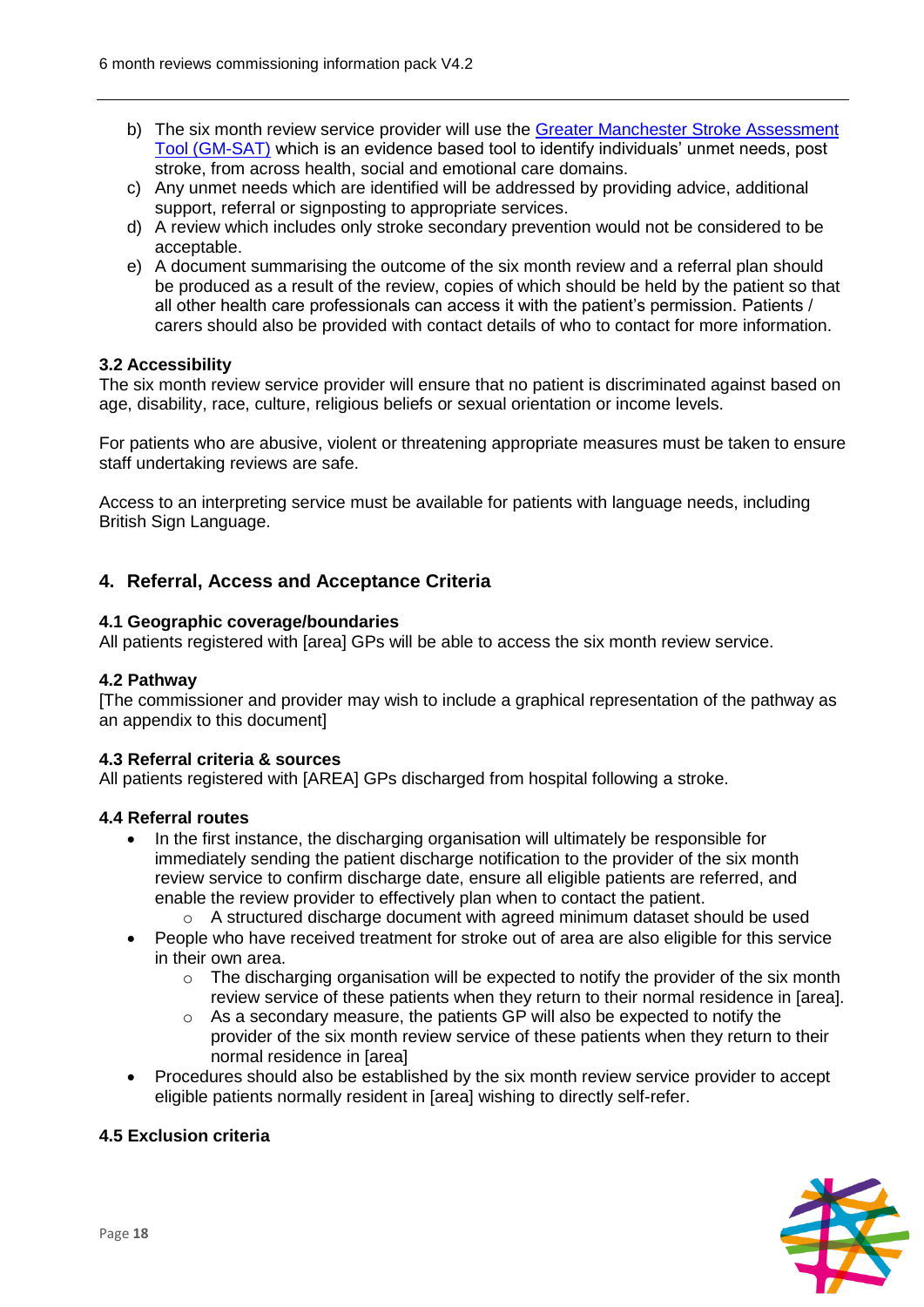b) The six month review service provider will use the [Greater Manchester Stroke Assessment Tool (GM-SAT)] which is an evidence based tool to identify individuals' unmet needs, post stroke, from across health, social and emotional care domains.
c) Any unmet needs which are identified will be addressed by providing advice, additional support, referral or signposting to appropriate services.
d) A review which includes only stroke secondary prevention would not be considered to be acceptable.
e) A document summarising the outcome of the six month review and a referral plan should be produced as a result of the review, copies of which should be held by the patient so that all other health care professionals can access it with the patient's permission. Patients / carers should also be provided with contact details of who to contact for more information.

### 3.2 Accessibility

The six month review service provider will ensure that no patient is discriminated against based on age, disability, race, culture, religious beliefs or sexual orientation or income levels.

For patients who are abusive, violent or threatening appropriate measures must be taken to ensure staff undertaking reviews are safe.

Access to an interpreting service must be available for patients with language needs, including British Sign Language.

## 4. Referral, Access and Acceptance Criteria

### 4.1 Geographic coverage/boundaries

All patients registered with [area] GPs will be able to access the six month review service.

### 4.2 Pathway

[The commissioner and provider may wish to include a graphical representation of the pathway as an appendix to this document]

### 4.3 Referral criteria & sources

All patients registered with [AREA] GPs discharged from hospital following a stroke.

### 4.4 Referral routes

- In the first instance, the discharging organisation will ultimately be responsible for immediately sending the patient discharge notification to the provider of the six month review service to confirm discharge date, ensure all eligible patients are referred, and enable the review provider to effectively plan when to contact the patient.
  - A structured discharge document with agreed minimum dataset should be used
- People who have received treatment for stroke out of area are also eligible for this service in their own area.
  - The discharging organisation will be expected to notify the provider of the six month review service of these patients when they return to their normal residence in [area].
  - As a secondary measure, the patients GP will also be expected to notify the provider of the six month review service of these patients when they return to their normal residence in [area]
- Procedures should also be established by the six month review service provider to accept eligible patients normally resident in [area] wishing to directly self-refer.

### 4.5 Exclusion criteria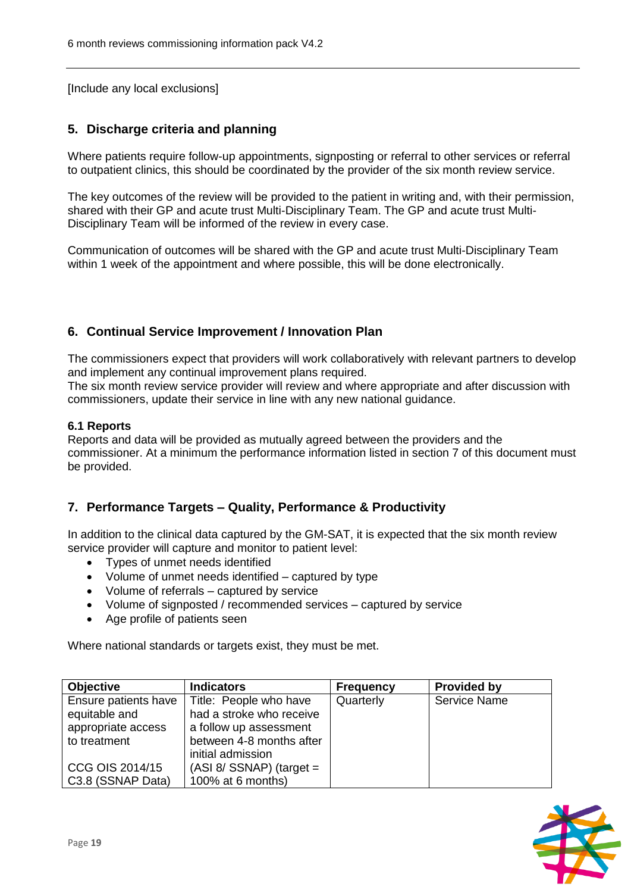[Include any local exclusions]

## 5. Discharge criteria and planning

Where patients require follow-up appointments, signposting or referral to other services or referral to outpatient clinics, this should be coordinated by the provider of the six month review service.

The key outcomes of the review will be provided to the patient in writing and, with their permission, shared with their GP and acute trust Multi-Disciplinary Team. The GP and acute trust Multi-Disciplinary Team will be informed of the review in every case.

Communication of outcomes will be shared with the GP and acute trust Multi-Disciplinary Team within 1 week of the appointment and where possible, this will be done electronically.

## 6. Continual Service Improvement / Innovation Plan

The commissioners expect that providers will work collaboratively with relevant partners to develop and implement any continual improvement plans required.
The six month review service provider will review and where appropriate and after discussion with commissioners, update their service in line with any new national guidance.

### 6.1 Reports

Reports and data will be provided as mutually agreed between the providers and the commissioner. At a minimum the performance information listed in section 7 of this document must be provided.

## 7. Performance Targets – Quality, Performance & Productivity

In addition to the clinical data captured by the GM-SAT, it is expected that the six month review service provider will capture and monitor to patient level:

- Types of unmet needs identified
- Volume of unmet needs identified – captured by type
- Volume of referrals – captured by service
- Volume of signposted / recommended services – captured by service
- Age profile of patients seen

Where national standards or targets exist, they must be met.

| Objective | Indicators | Frequency | Provided by |
|---|---|---|---|
| Ensure patients have equitable and appropriate access to treatment<br><br>CCG OIS 2014/15 C3.8 (SSNAP Data) | Title: People who have had a stroke who receive a follow up assessment between 4-8 months after initial admission (ASI 8/ SSNAP) (target = 100% at 6 months) | Quarterly | Service Name |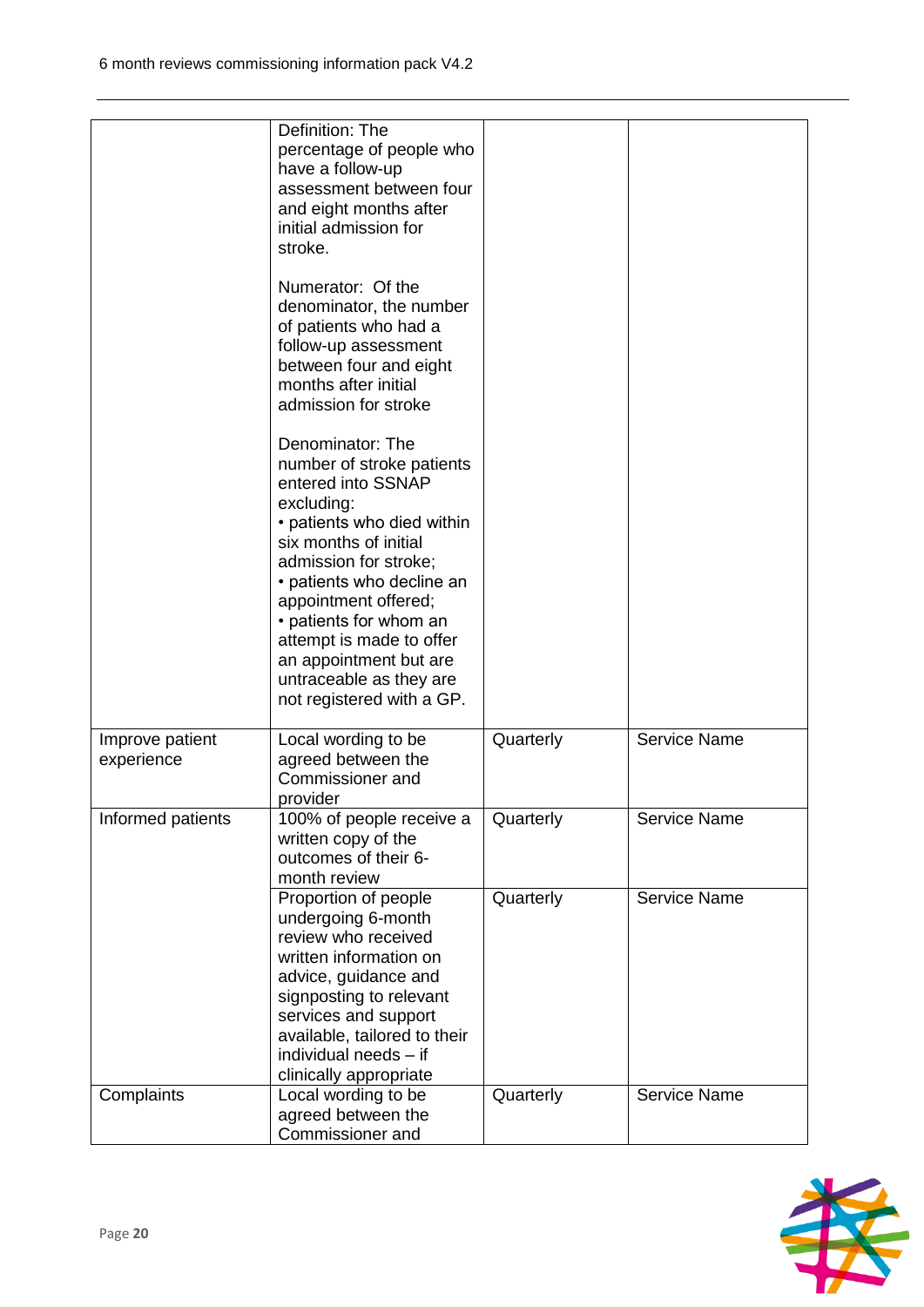| | | | |
|---|---|---|---|
| | Definition: The percentage of people who have a follow-up assessment between four and eight months after initial admission for stroke.<br><br>Numerator: Of the denominator, the number of patients who had a follow-up assessment between four and eight months after initial admission for stroke<br><br>Denominator: The number of stroke patients entered into SSNAP excluding:<br>• patients who died within six months of initial admission for stroke;<br>• patients who decline an appointment offered;<br>• patients for whom an attempt is made to offer an appointment but are untraceable as they are not registered with a GP. | | |
| Improve patient experience | Local wording to be agreed between the Commissioner and provider | Quarterly | Service Name |
| Informed patients | 100% of people receive a written copy of the outcomes of their 6-month review | Quarterly | Service Name |
| | Proportion of people undergoing 6-month review who received written information on advice, guidance and signposting to relevant services and support available, tailored to their individual needs – if clinically appropriate | Quarterly | Service Name |
| Complaints | Local wording to be agreed between the Commissioner and | Quarterly | Service Name |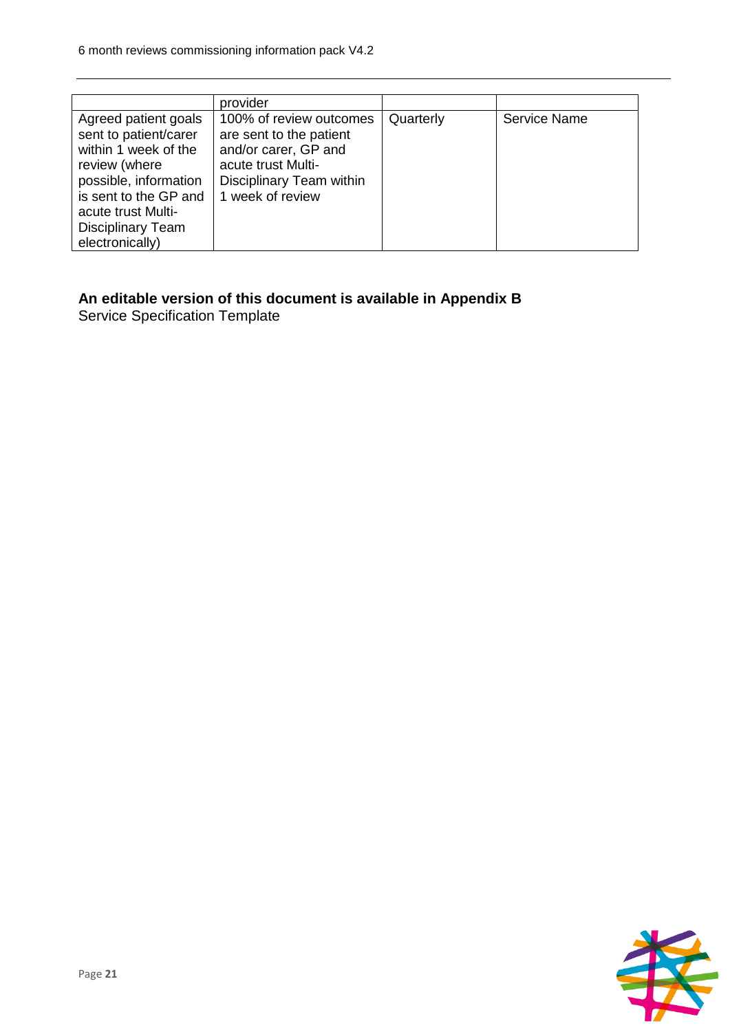| | provider | | |
|---|---|---|---|
| Agreed patient goals sent to patient/carer within 1 week of the review (where possible, information is sent to the GP and acute trust Multi-Disciplinary Team electronically) | 100% of review outcomes are sent to the patient and/or carer, GP and acute trust Multi-Disciplinary Team within 1 week of review | Quarterly | Service Name |

**An editable version of this document is available in Appendix B**
Service Specification Template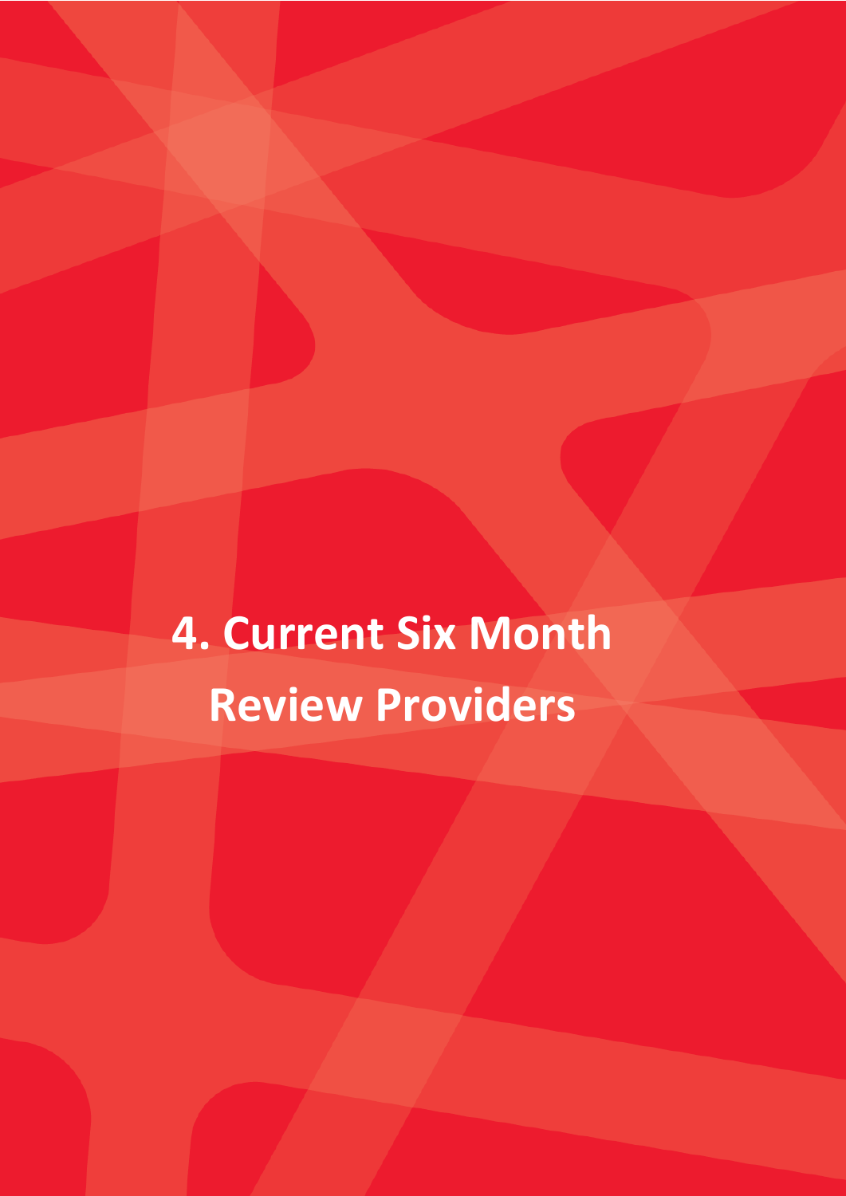# 4. Current Six Month Review Providers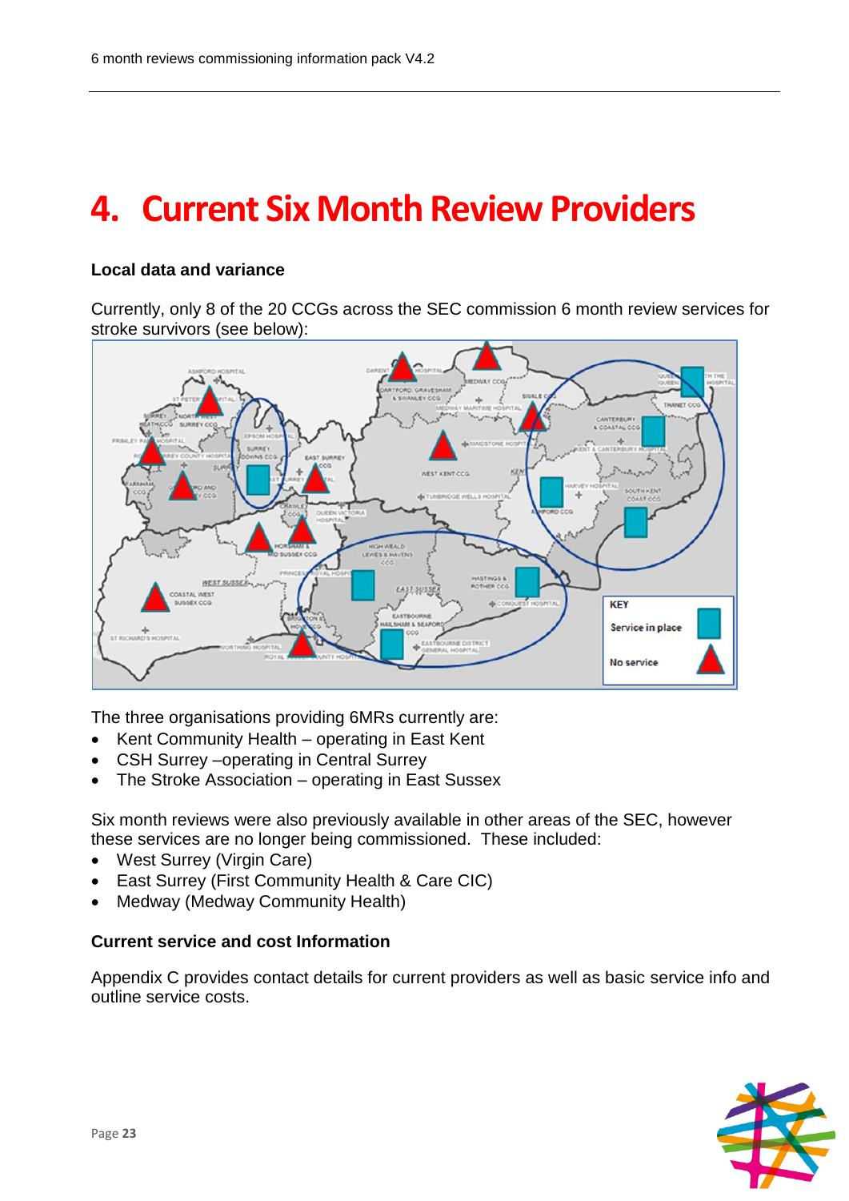# 4. Current Six Month Review Providers

**Local data and variance**

Currently, only 8 of the 20 CCGs across the SEC commission 6 month review services for stroke survivors (see below):

The three organisations providing 6MRs currently are:

- Kent Community Health – operating in East Kent
- CSH Surrey –operating in Central Surrey
- The Stroke Association – operating in East Sussex

Six month reviews were also previously available in other areas of the SEC, however these services are no longer being commissioned. These included:

- West Surrey (Virgin Care)
- East Surrey (First Community Health & Care CIC)
- Medway (Medway Community Health)

**Current service and cost Information**

Appendix C provides contact details for current providers as well as basic service info and outline service costs.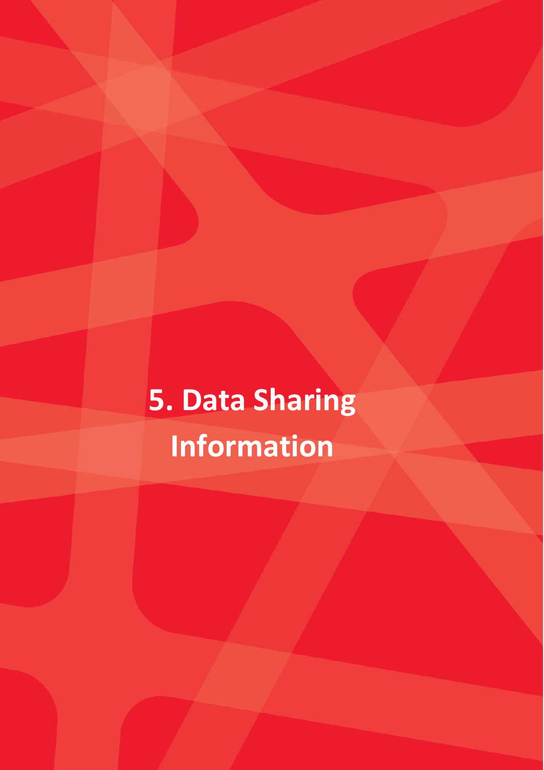# 5. Data Sharing Information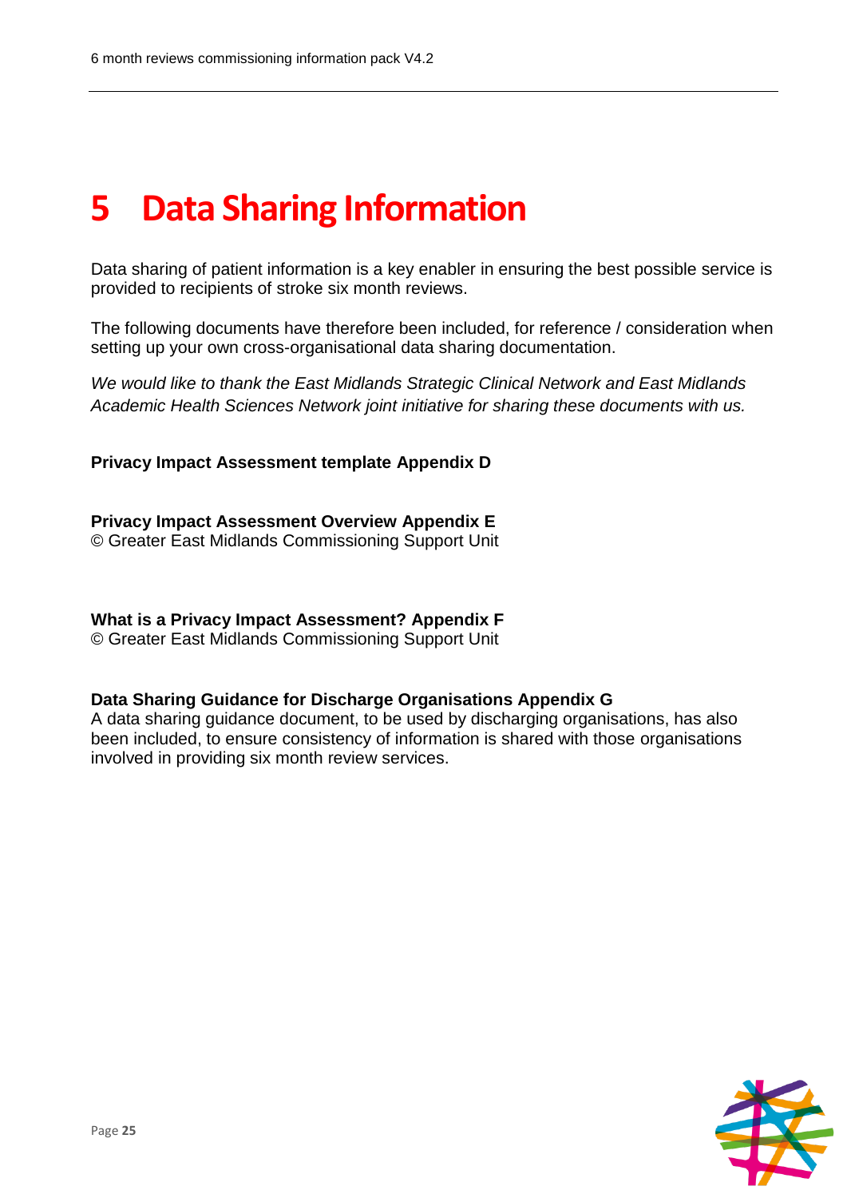# 5 Data Sharing Information

Data sharing of patient information is a key enabler in ensuring the best possible service is provided to recipients of stroke six month reviews.

The following documents have therefore been included, for reference / consideration when setting up your own cross-organisational data sharing documentation.

*We would like to thank the East Midlands Strategic Clinical Network and East Midlands Academic Health Sciences Network joint initiative for sharing these documents with us.*

**Privacy Impact Assessment template Appendix D**

**Privacy Impact Assessment Overview Appendix E**
© Greater East Midlands Commissioning Support Unit

**What is a Privacy Impact Assessment? Appendix F**
© Greater East Midlands Commissioning Support Unit

**Data Sharing Guidance for Discharge Organisations Appendix G**
A data sharing guidance document, to be used by discharging organisations, has also been included, to ensure consistency of information is shared with those organisations involved in providing six month review services.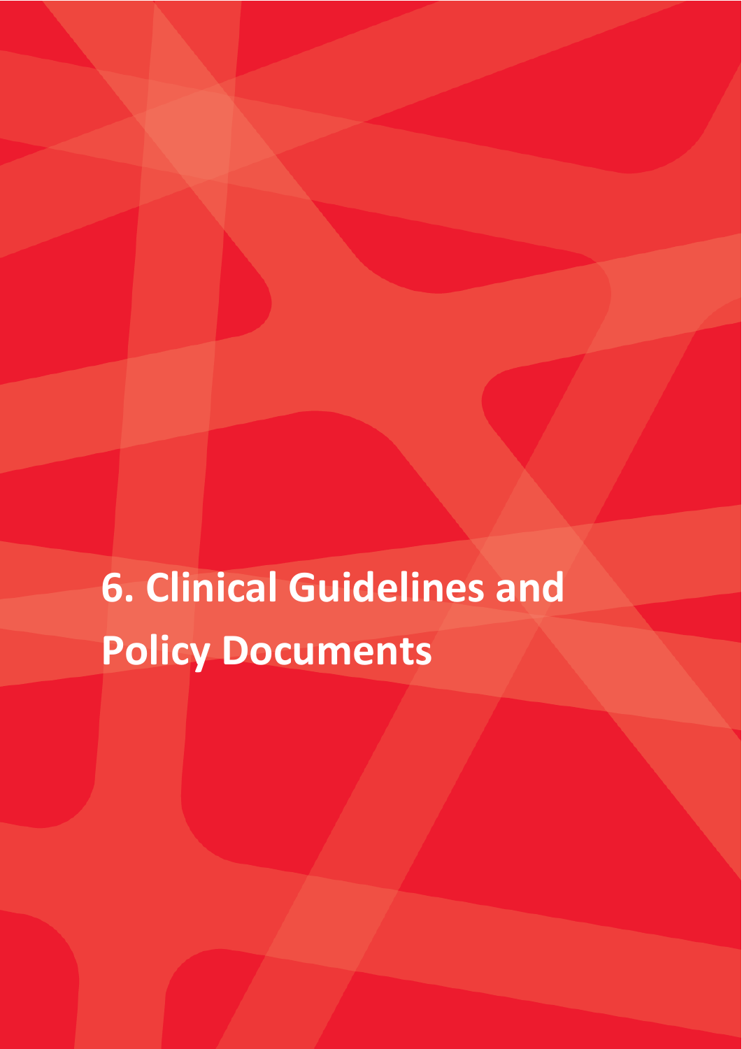# 6. Clinical Guidelines and Policy Documents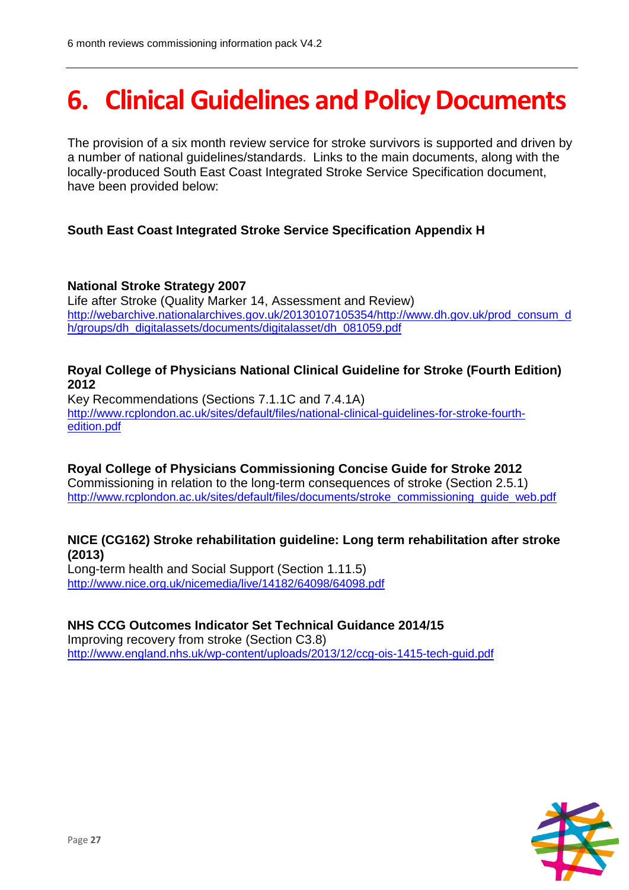# 6. Clinical Guidelines and Policy Documents

The provision of a six month review service for stroke survivors is supported and driven by a number of national guidelines/standards. Links to the main documents, along with the locally-produced South East Coast Integrated Stroke Service Specification document, have been provided below:

**South East Coast Integrated Stroke Service Specification Appendix H**

**National Stroke Strategy 2007**
Life after Stroke (Quality Marker 14, Assessment and Review)
http://webarchive.nationalarchives.gov.uk/20130107105354/http://www.dh.gov.uk/prod_consum_dh/groups/dh_digitalassets/documents/digitalasset/dh_081059.pdf

**Royal College of Physicians National Clinical Guideline for Stroke (Fourth Edition) 2012**
Key Recommendations (Sections 7.1.1C and 7.4.1A)
http://www.rcplondon.ac.uk/sites/default/files/national-clinical-guidelines-for-stroke-fourth-edition.pdf

**Royal College of Physicians Commissioning Concise Guide for Stroke 2012**
Commissioning in relation to the long-term consequences of stroke (Section 2.5.1)
http://www.rcplondon.ac.uk/sites/default/files/documents/stroke_commissioning_guide_web.pdf

**NICE (CG162) Stroke rehabilitation guideline: Long term rehabilitation after stroke (2013)**
Long-term health and Social Support (Section 1.11.5)
http://www.nice.org.uk/nicemedia/live/14182/64098/64098.pdf

**NHS CCG Outcomes Indicator Set Technical Guidance 2014/15**
Improving recovery from stroke (Section C3.8)
http://www.england.nhs.uk/wp-content/uploads/2013/12/ccg-ois-1415-tech-guid.pdf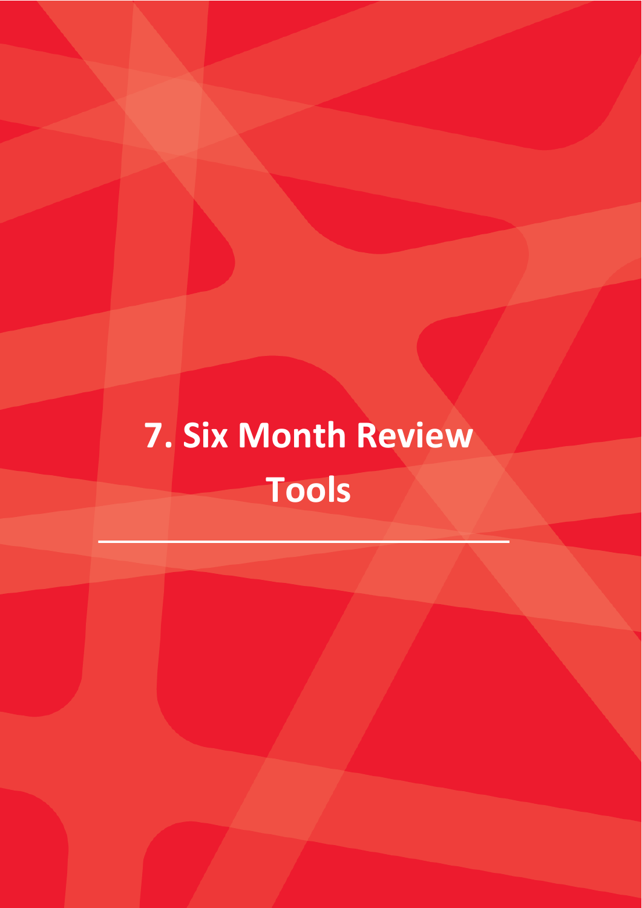# 7. Six Month Review Tools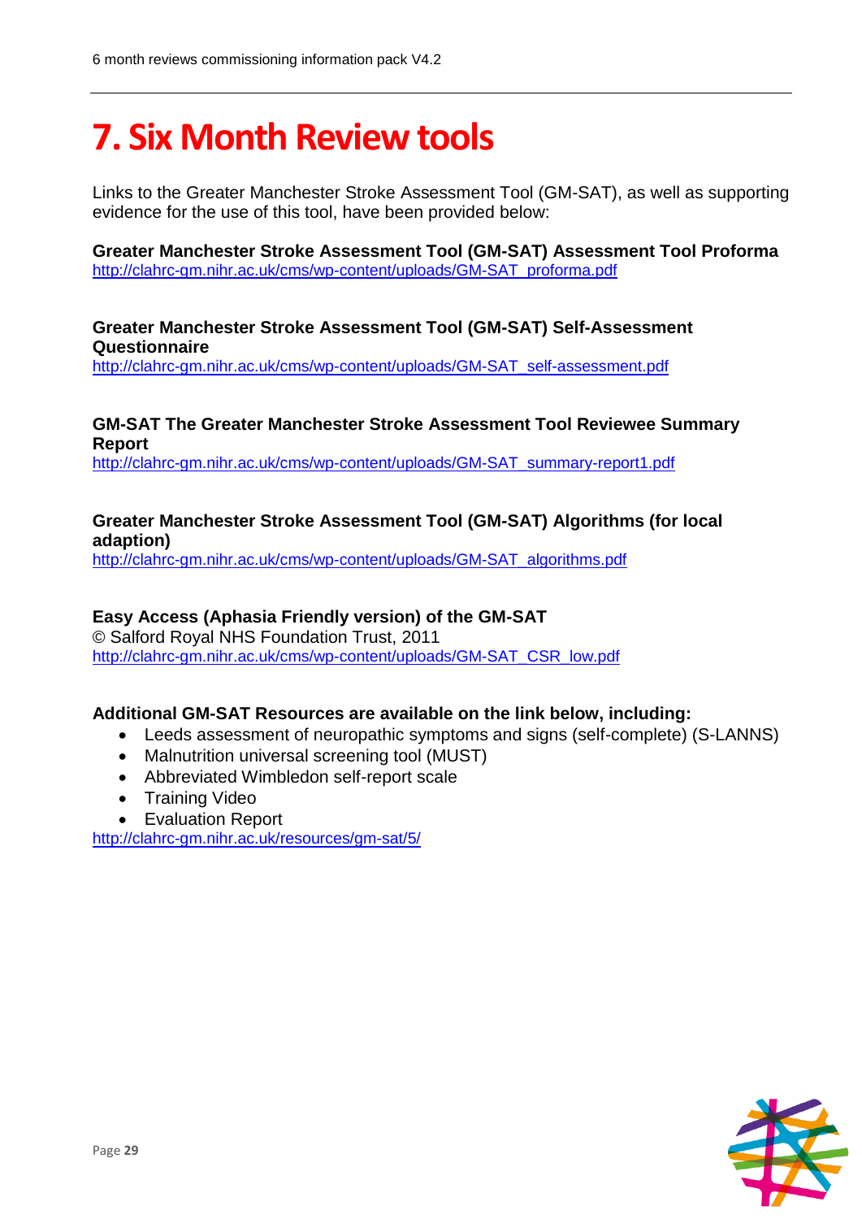# 7. Six Month Review tools

Links to the Greater Manchester Stroke Assessment Tool (GM-SAT), as well as supporting evidence for the use of this tool, have been provided below:

**Greater Manchester Stroke Assessment Tool (GM-SAT) Assessment Tool Proforma**
http://clahrc-gm.nihr.ac.uk/cms/wp-content/uploads/GM-SAT_proforma.pdf

**Greater Manchester Stroke Assessment Tool (GM-SAT) Self-Assessment Questionnaire**
http://clahrc-gm.nihr.ac.uk/cms/wp-content/uploads/GM-SAT_self-assessment.pdf

**GM-SAT The Greater Manchester Stroke Assessment Tool Reviewee Summary Report**
http://clahrc-gm.nihr.ac.uk/cms/wp-content/uploads/GM-SAT_summary-report1.pdf

**Greater Manchester Stroke Assessment Tool (GM-SAT) Algorithms (for local adaption)**
http://clahrc-gm.nihr.ac.uk/cms/wp-content/uploads/GM-SAT_algorithms.pdf

**Easy Access (Aphasia Friendly version) of the GM-SAT**
© Salford Royal NHS Foundation Trust, 2011
http://clahrc-gm.nihr.ac.uk/cms/wp-content/uploads/GM-SAT_CSR_low.pdf

**Additional GM-SAT Resources are available on the link below, including:**

- Leeds assessment of neuropathic symptoms and signs (self-complete) (S-LANNS)
- Malnutrition universal screening tool (MUST)
- Abbreviated Wimbledon self-report scale
- Training Video
- Evaluation Report

http://clahrc-gm.nihr.ac.uk/resources/gm-sat/5/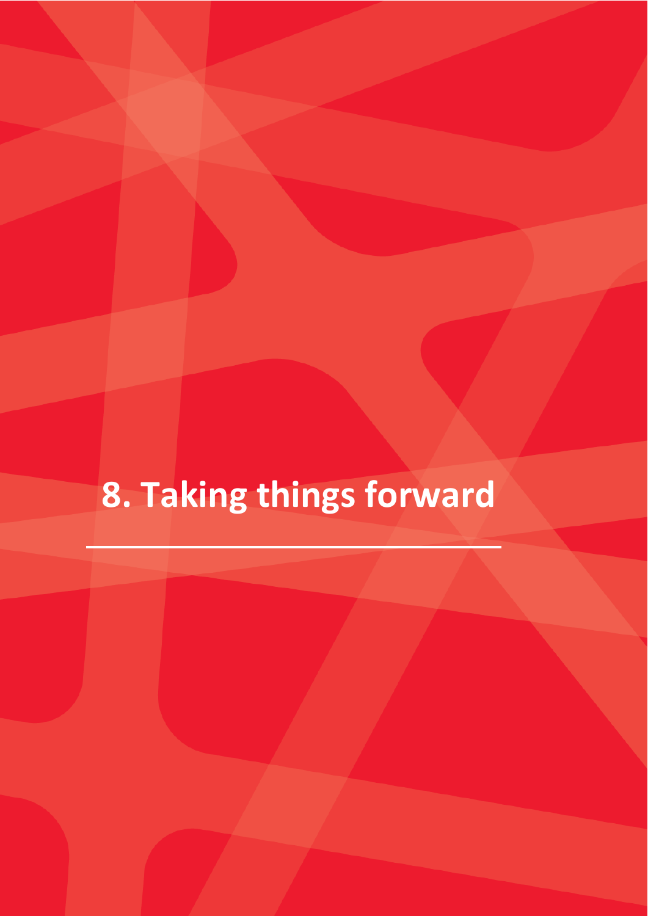# 8. Taking things forward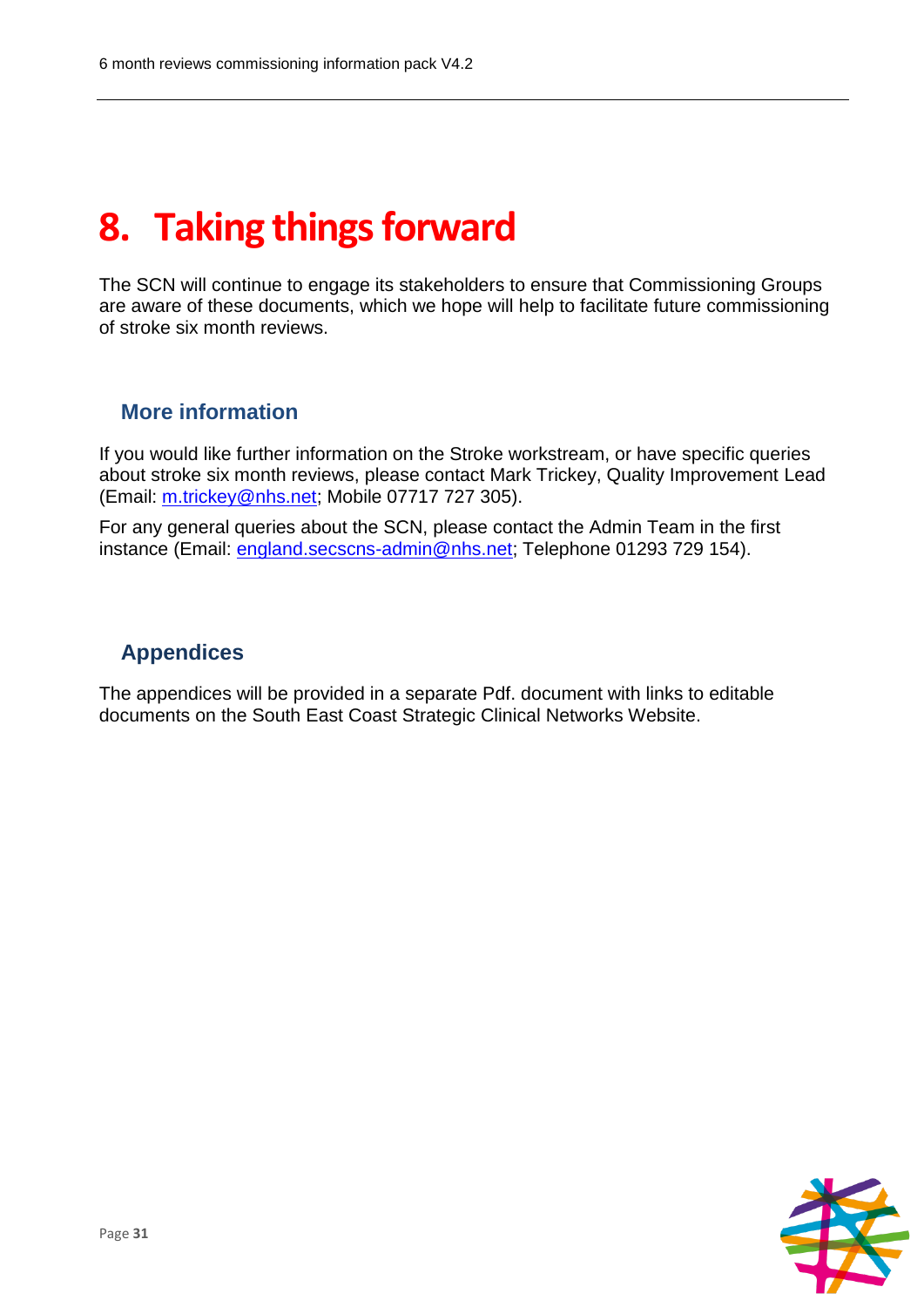# 8. Taking things forward

The SCN will continue to engage its stakeholders to ensure that Commissioning Groups are aware of these documents, which we hope will help to facilitate future commissioning of stroke six month reviews.

## More information

If you would like further information on the Stroke workstream, or have specific queries about stroke six month reviews, please contact Mark Trickey, Quality Improvement Lead (Email: m.trickey@nhs.net; Mobile 07717 727 305).

For any general queries about the SCN, please contact the Admin Team in the first instance (Email: england.secscns-admin@nhs.net; Telephone 01293 729 154).

## Appendices

The appendices will be provided in a separate Pdf. document with links to editable documents on the South East Coast Strategic Clinical Networks Website.